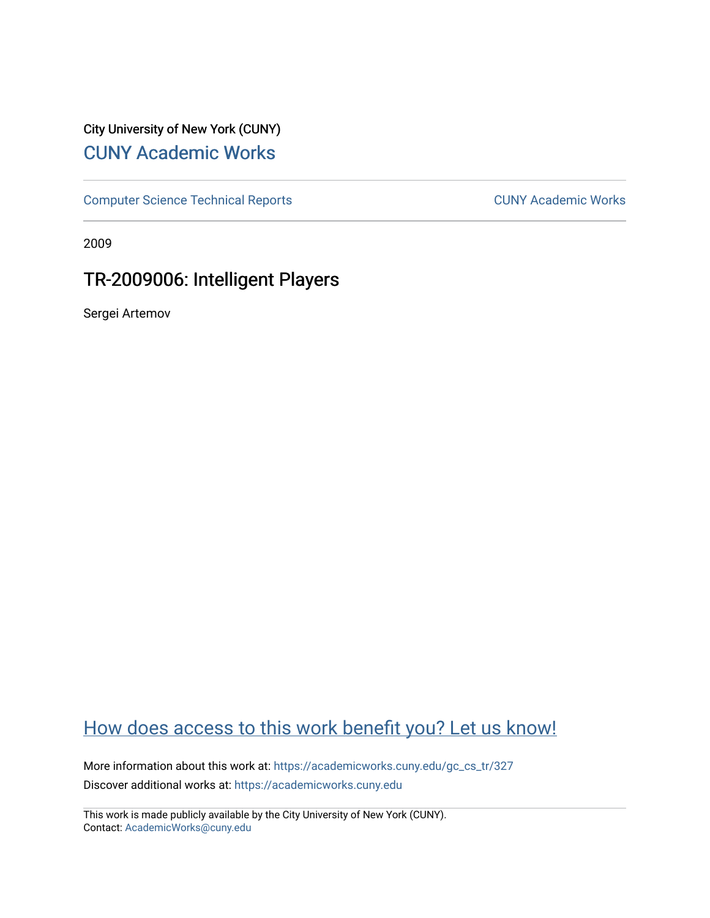City University of New York (CUNY)

CUNY Academic Works

Computer Science Technical Reports

CUNY Academic Works

2009

# TR-2009006: Intelligent Players

Sergei Artemov

How does access to this work benefit you? Let us know!

More information about this work at: https://academicworks.cuny.edu/gc_cs_tr/327

Discover additional works at: https://academicworks.cuny.edu

This work is made publicly available by the City University of New York (CUNY).
Contact: AcademicWorks@cuny.edu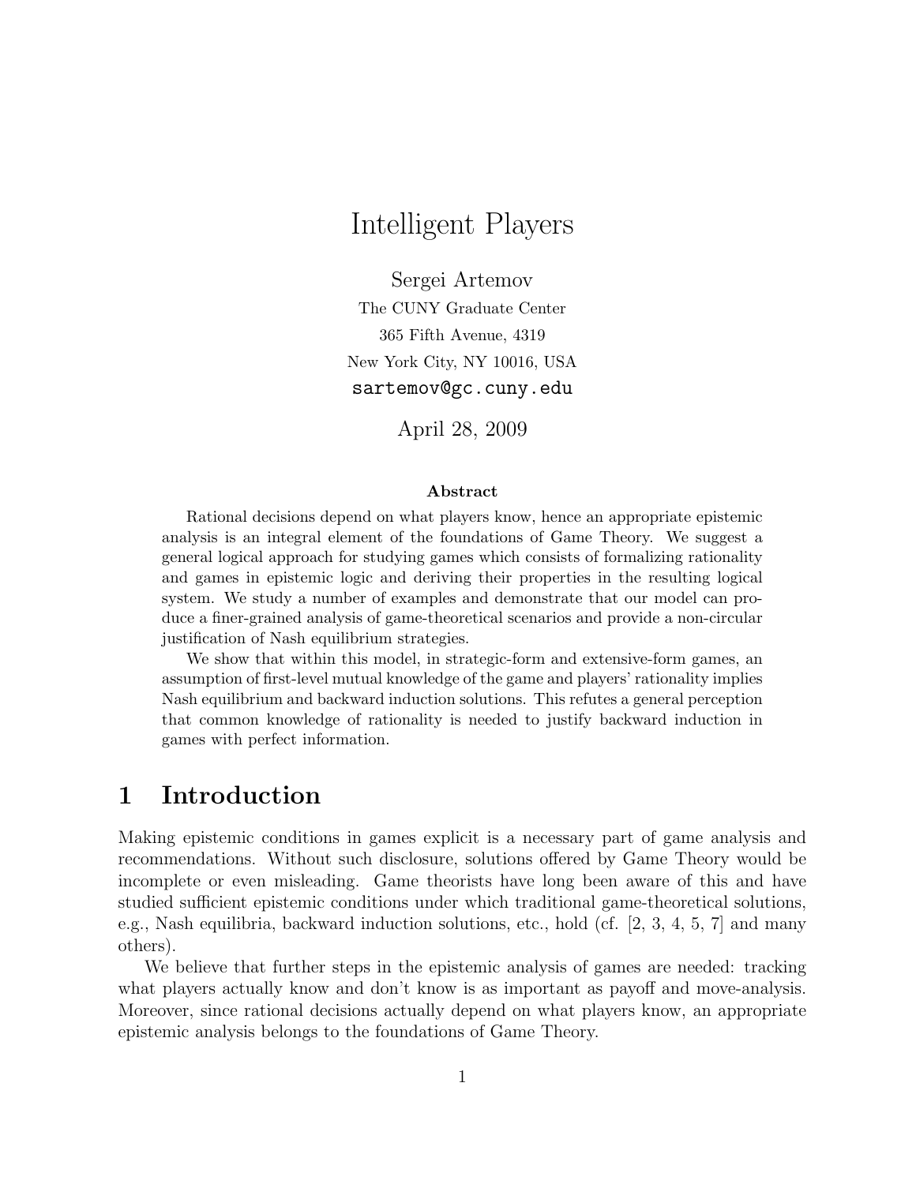# Intelligent Players

Sergei Artemov

The CUNY Graduate Center

365 Fifth Avenue, 4319

New York City, NY 10016, USA

sartemov@gc.cuny.edu

April 28, 2009

### Abstract

Rational decisions depend on what players know, hence an appropriate epistemic analysis is an integral element of the foundations of Game Theory. We suggest a general logical approach for studying games which consists of formalizing rationality and games in epistemic logic and deriving their properties in the resulting logical system. We study a number of examples and demonstrate that our model can produce a finer-grained analysis of game-theoretical scenarios and provide a non-circular justification of Nash equilibrium strategies.

We show that within this model, in strategic-form and extensive-form games, an assumption of first-level mutual knowledge of the game and players' rationality implies Nash equilibrium and backward induction solutions. This refutes a general perception that common knowledge of rationality is needed to justify backward induction in games with perfect information.

## 1 Introduction

Making epistemic conditions in games explicit is a necessary part of game analysis and recommendations. Without such disclosure, solutions offered by Game Theory would be incomplete or even misleading. Game theorists have long been aware of this and have studied sufficient epistemic conditions under which traditional game-theoretical solutions, e.g., Nash equilibria, backward induction solutions, etc., hold (cf. [2, 3, 4, 5, 7] and many others).

We believe that further steps in the epistemic analysis of games are needed: tracking what players actually know and don't know is as important as payoff and move-analysis. Moreover, since rational decisions actually depend on what players know, an appropriate epistemic analysis belongs to the foundations of Game Theory.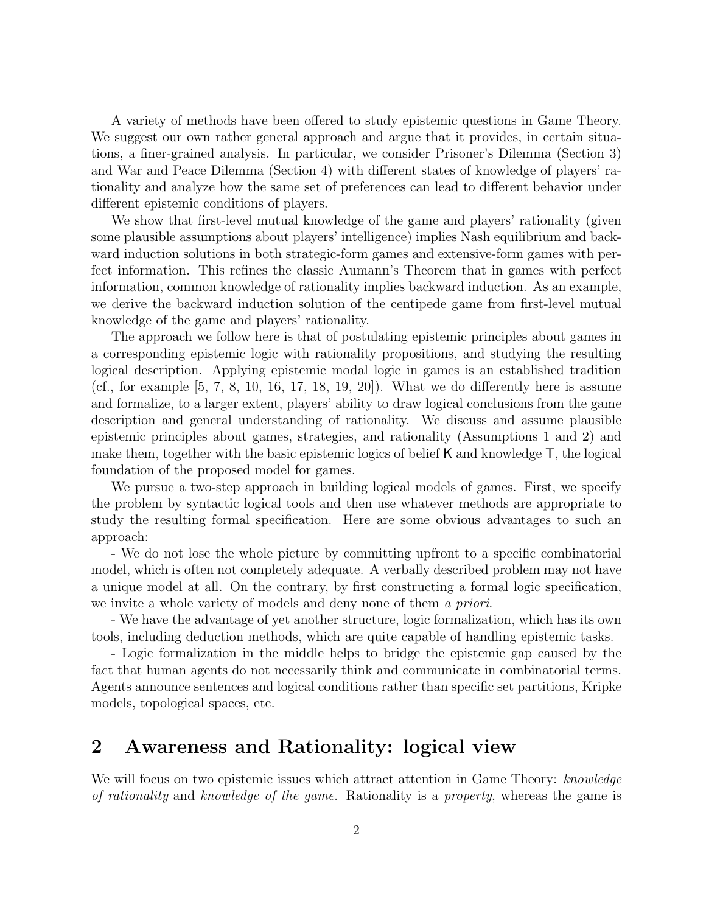A variety of methods have been offered to study epistemic questions in Game Theory. We suggest our own rather general approach and argue that it provides, in certain situations, a finer-grained analysis. In particular, we consider Prisoner's Dilemma (Section 3) and War and Peace Dilemma (Section 4) with different states of knowledge of players' rationality and analyze how the same set of preferences can lead to different behavior under different epistemic conditions of players.

We show that first-level mutual knowledge of the game and players' rationality (given some plausible assumptions about players' intelligence) implies Nash equilibrium and backward induction solutions in both strategic-form games and extensive-form games with perfect information. This refines the classic Aumann's Theorem that in games with perfect information, common knowledge of rationality implies backward induction. As an example, we derive the backward induction solution of the centipede game from first-level mutual knowledge of the game and players' rationality.

The approach we follow here is that of postulating epistemic principles about games in a corresponding epistemic logic with rationality propositions, and studying the resulting logical description. Applying epistemic modal logic in games is an established tradition (cf., for example [5, 7, 8, 10, 16, 17, 18, 19, 20]). What we do differently here is assume and formalize, to a larger extent, players' ability to draw logical conclusions from the game description and general understanding of rationality. We discuss and assume plausible epistemic principles about games, strategies, and rationality (Assumptions 1 and 2) and make them, together with the basic epistemic logics of belief $\mathsf{K}$ and knowledge $\mathsf{T}$, the logical foundation of the proposed model for games.

We pursue a two-step approach in building logical models of games. First, we specify the problem by syntactic logical tools and then use whatever methods are appropriate to study the resulting formal specification. Here are some obvious advantages to such an approach:

- We do not lose the whole picture by committing upfront to a specific combinatorial model, which is often not completely adequate. A verbally described problem may not have a unique model at all. On the contrary, by first constructing a formal logic specification, we invite a whole variety of models and deny none of them *a priori*.

- We have the advantage of yet another structure, logic formalization, which has its own tools, including deduction methods, which are quite capable of handling epistemic tasks.

- Logic formalization in the middle helps to bridge the epistemic gap caused by the fact that human agents do not necessarily think and communicate in combinatorial terms. Agents announce sentences and logical conditions rather than specific set partitions, Kripke models, topological spaces, etc.

## 2 Awareness and Rationality: logical view

We will focus on two epistemic issues which attract attention in Game Theory: *knowledge of rationality* and *knowledge of the game*. Rationality is a *property*, whereas the game is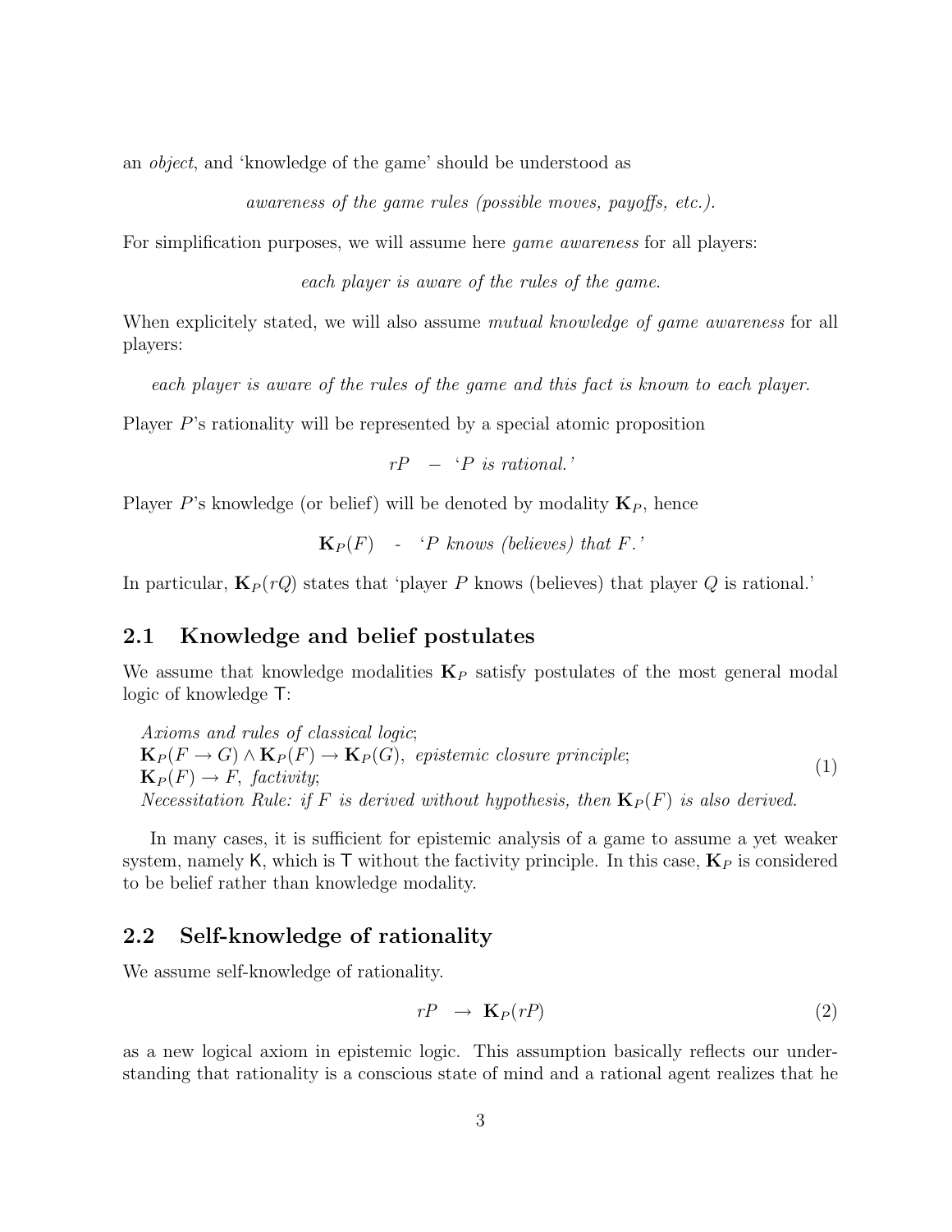an *object*, and 'knowledge of the game' should be understood as

*awareness of the game rules (possible moves, payoffs, etc.).*

For simplification purposes, we will assume here *game awareness* for all players:

*each player is aware of the rules of the game.*

When explicitely stated, we will also assume *mutual knowledge of game awareness* for all players:

*each player is aware of the rules of the game and this fact is known to each player.*

Player $P$'s rationality will be represented by a special atomic proposition

$$rP \quad - \quad \text{'}P \textit{ is rational.'}$$

Player $P$'s knowledge (or belief) will be denoted by modality $\mathbf{K}_P$, hence

$$\mathbf{K}_P(F) \quad - \quad \text{'}P \textit{ knows (believes) that } F\text{.'}$$

In particular, $\mathbf{K}_P(rQ)$ states that 'player $P$ knows (believes) that player $Q$ is rational.'

## 2.1 Knowledge and belief postulates

We assume that knowledge modalities $\mathbf{K}_P$ satisfy postulates of the most general modal logic of knowledge $\mathsf{T}$:

$$
\begin{array}{l}
\textit{Axioms and rules of classical logic};\\
\mathbf{K}_P(F \to G) \wedge \mathbf{K}_P(F) \to \mathbf{K}_P(G),\ \textit{epistemic closure principle};\\
\mathbf{K}_P(F) \to F,\ \textit{factivity};\\
\textit{Necessitation Rule: if } F \textit{ is derived without hypothesis, then } \mathbf{K}_P(F) \textit{ is also derived.}
\end{array}
\tag{1}
$$

In many cases, it is sufficient for epistemic analysis of a game to assume a yet weaker system, namely $\mathsf{K}$, which is $\mathsf{T}$ without the factivity principle. In this case, $\mathbf{K}_P$ is considered to be belief rather than knowledge modality.

## 2.2 Self-knowledge of rationality

We assume self-knowledge of rationality.

$$rP \ \to \ \mathbf{K}_P(rP) \tag{2}$$

as a new logical axiom in epistemic logic. This assumption basically reflects our understanding that rationality is a conscious state of mind and a rational agent realizes that he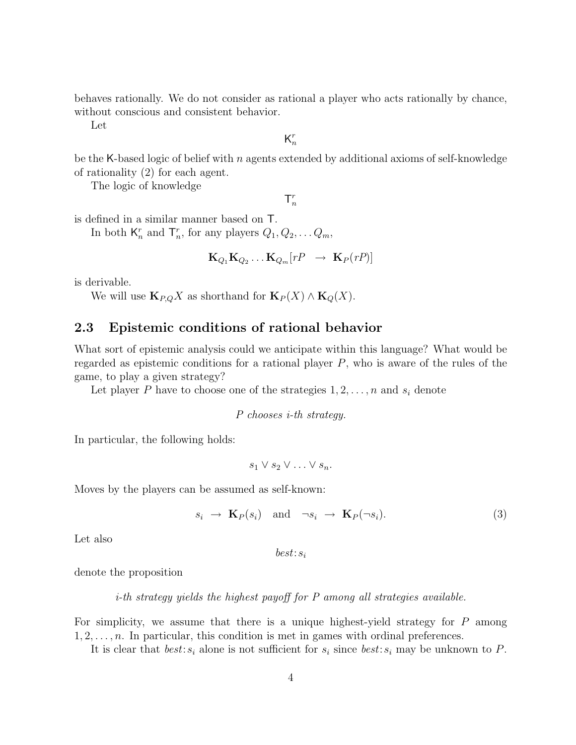behaves rationally. We do not consider as rational a player who acts rationally by chance, without conscious and consistent behavior.

Let

$$\mathsf{K}_n^r$$

be the $\mathsf{K}$-based logic of belief with $n$ agents extended by additional axioms of self-knowledge of rationality (2) for each agent.

The logic of knowledge

$$\mathsf{T}_n^r$$

is defined in a similar manner based on $\mathsf{T}$.

In both $\mathsf{K}_n^r$ and $\mathsf{T}_n^r$, for any players $Q_1, Q_2, \ldots Q_m$,

$$\mathbf{K}_{Q_1}\mathbf{K}_{Q_2}\ldots\mathbf{K}_{Q_m}[rP \ \rightarrow \ \mathbf{K}_P(rP)]$$

is derivable.

We will use $\mathbf{K}_{P,Q}X$ as shorthand for $\mathbf{K}_P(X) \wedge \mathbf{K}_Q(X)$.

## 2.3 Epistemic conditions of rational behavior

What sort of epistemic analysis could we anticipate within this language? What would be regarded as epistemic conditions for a rational player $P$, who is aware of the rules of the game, to play a given strategy?

Let player $P$ have to choose one of the strategies $1, 2, \ldots, n$ and $s_i$ denote

*P chooses i-th strategy.*

In particular, the following holds:

$$s_1 \vee s_2 \vee \ldots \vee s_n.$$

Moves by the players can be assumed as self-known:

$$s_i \ \rightarrow \ \mathbf{K}_P(s_i) \quad \text{and} \quad \neg s_i \ \rightarrow \ \mathbf{K}_P(\neg s_i). \tag{3}$$

Let also

$$best\!:s_i$$

denote the proposition

*i-th strategy yields the highest payoff for P among all strategies available.*

For simplicity, we assume that there is a unique highest-yield strategy for $P$ among $1, 2, \ldots, n$. In particular, this condition is met in games with ordinal preferences.

It is clear that $best\!:s_i$ alone is not sufficient for $s_i$ since $best\!:s_i$ may be unknown to $P$.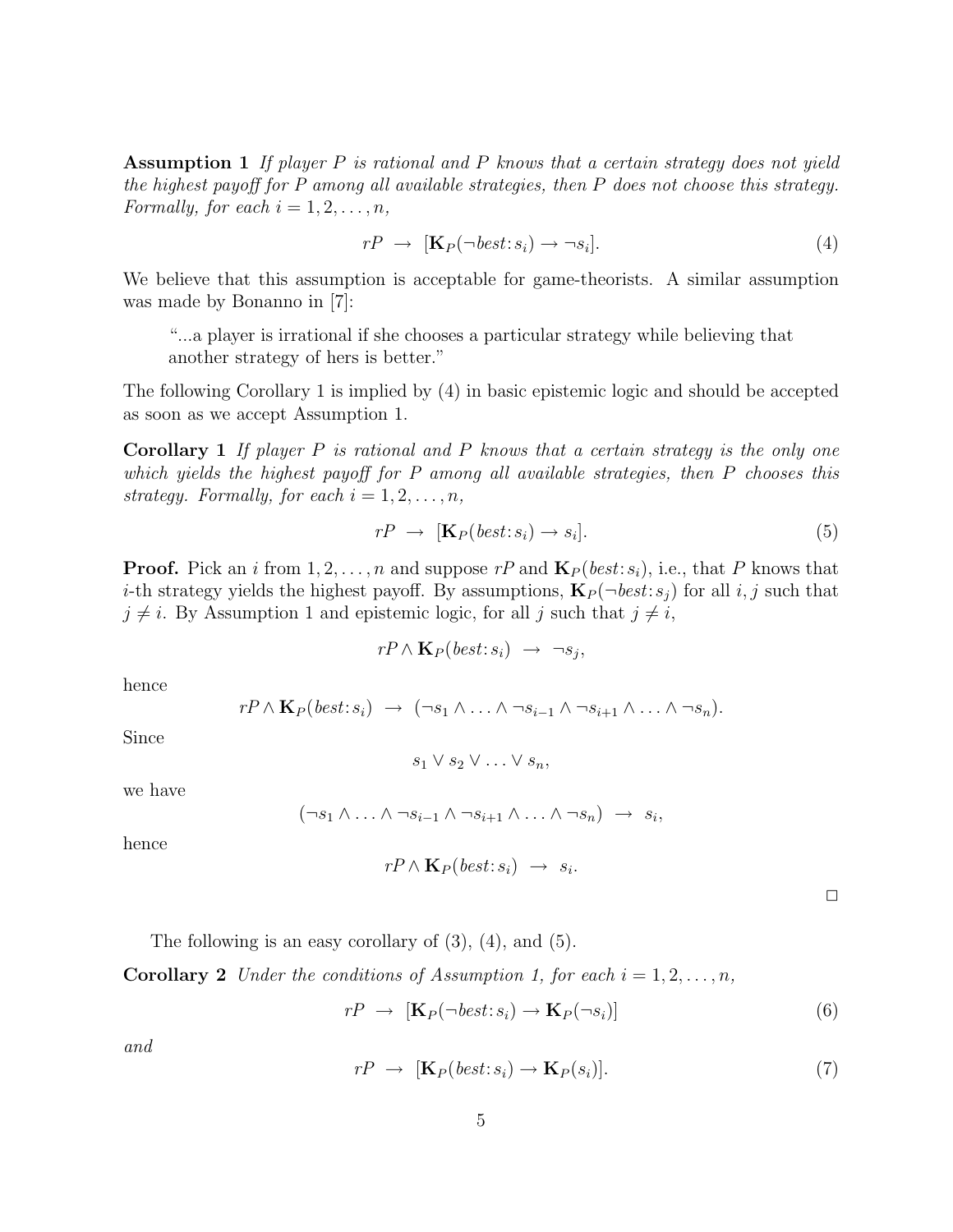**Assumption 1** *If player $P$ is rational and $P$ knows that a certain strategy does not yield the highest payoff for $P$ among all available strategies, then $P$ does not choose this strategy. Formally, for each $i = 1, 2, \ldots, n$,*

$$rP \;\rightarrow\; [\mathbf{K}_P(\neg best\colon s_i) \rightarrow \neg s_i]. \tag{4}$$

We believe that this assumption is acceptable for game-theorists. A similar assumption was made by Bonanno in [7]:

> "...a player is irrational if she chooses a particular strategy while believing that another strategy of hers is better."

The following Corollary 1 is implied by (4) in basic epistemic logic and should be accepted as soon as we accept Assumption 1.

**Corollary 1** *If player $P$ is rational and $P$ knows that a certain strategy is the only one which yields the highest payoff for $P$ among all available strategies, then $P$ chooses this strategy. Formally, for each $i = 1, 2, \ldots, n$,*

$$rP \;\rightarrow\; [\mathbf{K}_P(best\colon s_i) \rightarrow s_i]. \tag{5}$$

**Proof.** Pick an $i$ from $1, 2, \ldots, n$ and suppose $rP$ and $\mathbf{K}_P(best\colon s_i)$, i.e., that $P$ knows that $i$-th strategy yields the highest payoff. By assumptions, $\mathbf{K}_P(\neg best\colon s_j)$ for all $i, j$ such that $j \neq i$. By Assumption 1 and epistemic logic, for all $j$ such that $j \neq i$,

$$rP \wedge \mathbf{K}_P(best\colon s_i) \;\rightarrow\; \neg s_j,$$

hence

$$rP \wedge \mathbf{K}_P(best\colon s_i) \;\rightarrow\; (\neg s_1 \wedge \ldots \wedge \neg s_{i-1} \wedge \neg s_{i+1} \wedge \ldots \wedge \neg s_n).$$

Since

$$s_1 \vee s_2 \vee \ldots \vee s_n,$$

we have

$$(\neg s_1 \wedge \ldots \wedge \neg s_{i-1} \wedge \neg s_{i+1} \wedge \ldots \wedge \neg s_n) \;\rightarrow\; s_i,$$

hence

$$rP \wedge \mathbf{K}_P(best\colon s_i) \;\rightarrow\; s_i.$$

$\square$

The following is an easy corollary of (3), (4), and (5).

**Corollary 2** *Under the conditions of Assumption 1, for each $i = 1, 2, \ldots, n$,*

$$rP \;\rightarrow\; [\mathbf{K}_P(\neg best\colon s_i) \rightarrow \mathbf{K}_P(\neg s_i)] \tag{6}$$

*and*

$$rP \;\rightarrow\; [\mathbf{K}_P(best\colon s_i) \rightarrow \mathbf{K}_P(s_i)]. \tag{7}$$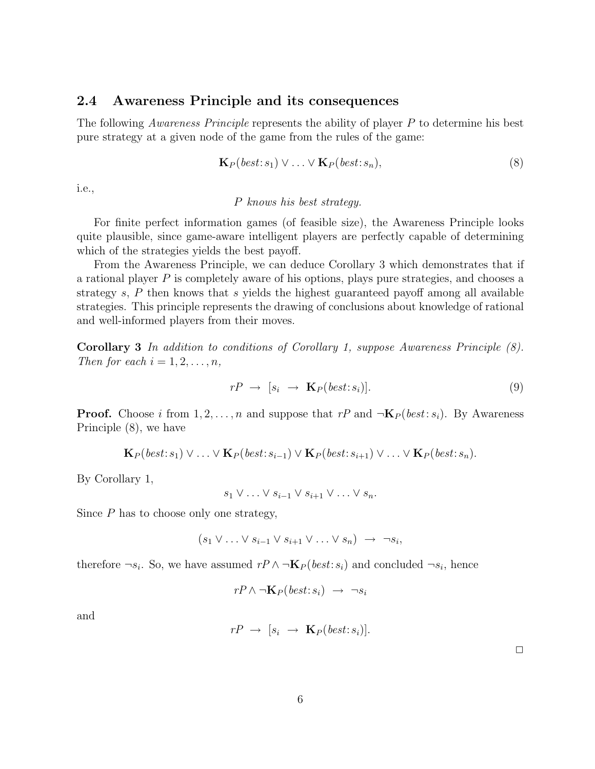## 2.4 Awareness Principle and its consequences

The following *Awareness Principle* represents the ability of player $P$ to determine his best pure strategy at a given node of the game from the rules of the game:

$$\mathbf{K}_P(best\colon s_1) \vee \ldots \vee \mathbf{K}_P(best\colon s_n), \tag{8}$$

i.e.,

*$P$ knows his best strategy.*

For finite perfect information games (of feasible size), the Awareness Principle looks quite plausible, since game-aware intelligent players are perfectly capable of determining which of the strategies yields the best payoff.

From the Awareness Principle, we can deduce Corollary 3 which demonstrates that if a rational player $P$ is completely aware of his options, plays pure strategies, and chooses a strategy $s$, $P$ then knows that $s$ yields the highest guaranteed payoff among all available strategies. This principle represents the drawing of conclusions about knowledge of rational and well-informed players from their moves.

**Corollary 3** *In addition to conditions of Corollary 1, suppose Awareness Principle (8). Then for each $i = 1, 2, \ldots, n$,*

$$rP \ \rightarrow \ [s_i \ \rightarrow \ \mathbf{K}_P(best\colon s_i)]. \tag{9}$$

**Proof.** Choose $i$ from $1, 2, \ldots, n$ and suppose that $rP$ and $\neg\mathbf{K}_P(best\colon s_i)$. By Awareness Principle (8), we have

$$\mathbf{K}_P(best\colon s_1) \vee \ldots \vee \mathbf{K}_P(best\colon s_{i-1}) \vee \mathbf{K}_P(best\colon s_{i+1}) \vee \ldots \vee \mathbf{K}_P(best\colon s_n).$$

By Corollary 1,

$$s_1 \vee \ldots \vee s_{i-1} \vee s_{i+1} \vee \ldots \vee s_n.$$

Since $P$ has to choose only one strategy,

$$(s_1 \vee \ldots \vee s_{i-1} \vee s_{i+1} \vee \ldots \vee s_n) \ \rightarrow \ \neg s_i,$$

therefore $\neg s_i$. So, we have assumed $rP \wedge \neg\mathbf{K}_P(best\colon s_i)$ and concluded $\neg s_i$, hence

$$rP \wedge \neg\mathbf{K}_P(best\colon s_i) \ \rightarrow \ \neg s_i$$

and

$$rP \ \rightarrow \ [s_i \ \rightarrow \ \mathbf{K}_P(best\colon s_i)].$$

□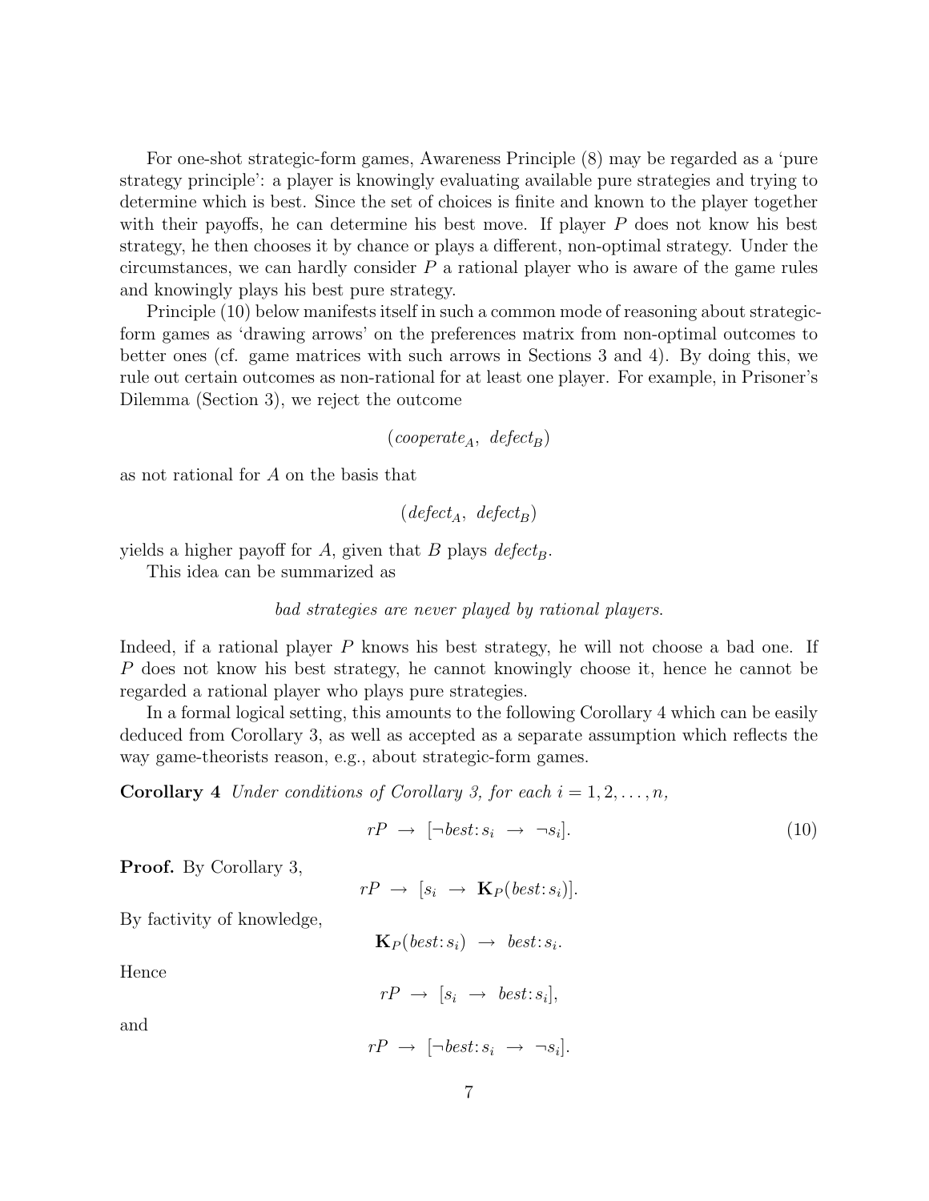For one-shot strategic-form games, Awareness Principle (8) may be regarded as a 'pure strategy principle': a player is knowingly evaluating available pure strategies and trying to determine which is best. Since the set of choices is finite and known to the player together with their payoffs, he can determine his best move. If player $P$ does not know his best strategy, he then chooses it by chance or plays a different, non-optimal strategy. Under the circumstances, we can hardly consider $P$ a rational player who is aware of the game rules and knowingly plays his best pure strategy.

Principle (10) below manifests itself in such a common mode of reasoning about strategic-form games as 'drawing arrows' on the preferences matrix from non-optimal outcomes to better ones (cf. game matrices with such arrows in Sections 3 and 4). By doing this, we rule out certain outcomes as non-rational for at least one player. For example, in Prisoner's Dilemma (Section 3), we reject the outcome

$$(\mathit{cooperate}_A,\ \mathit{defect}_B)$$

as not rational for $A$ on the basis that

$$(\mathit{defect}_A,\ \mathit{defect}_B)$$

yields a higher payoff for $A$, given that $B$ plays $\mathit{defect}_B$.

This idea can be summarized as

*bad strategies are never played by rational players.*

Indeed, if a rational player $P$ knows his best strategy, he will not choose a bad one. If $P$ does not know his best strategy, he cannot knowingly choose it, hence he cannot be regarded a rational player who plays pure strategies.

In a formal logical setting, this amounts to the following Corollary 4 which can be easily deduced from Corollary 3, as well as accepted as a separate assumption which reflects the way game-theorists reason, e.g., about strategic-form games.

**Corollary 4** *Under conditions of Corollary 3, for each $i = 1, 2, \ldots, n$,*

$$rP \ \rightarrow\ [\neg \mathit{best}{:}\, s_i \ \rightarrow\ \neg s_i]. \tag{10}$$

**Proof.** By Corollary 3,

$$rP \ \rightarrow\ [s_i \ \rightarrow\ \mathbf{K}_P(\mathit{best}{:}\, s_i)].$$

By factivity of knowledge,

$$\mathbf{K}_P(\mathit{best}{:}\, s_i) \ \rightarrow\ \mathit{best}{:}\, s_i.$$

Hence

$$rP \ \rightarrow\ [s_i \ \rightarrow\ \mathit{best}{:}\, s_i],$$

and

$$rP \ \rightarrow\ [\neg \mathit{best}{:}\, s_i \ \rightarrow\ \neg s_i].$$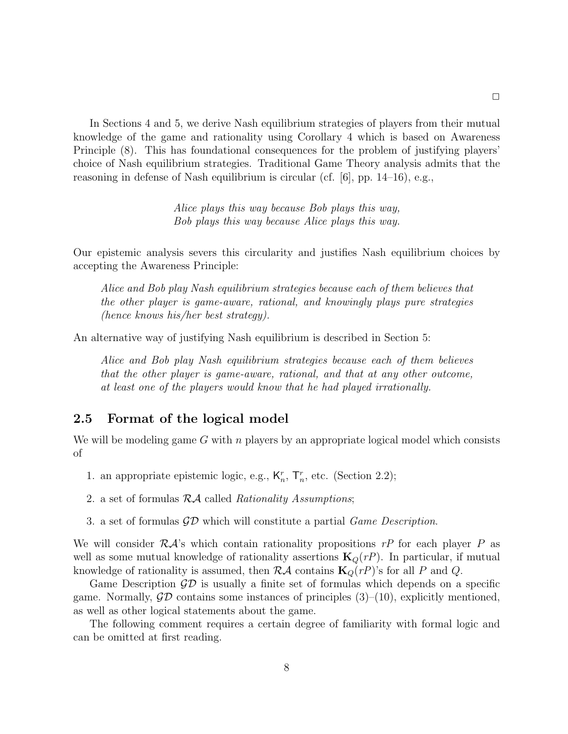□

In Sections 4 and 5, we derive Nash equilibrium strategies of players from their mutual knowledge of the game and rationality using Corollary 4 which is based on Awareness Principle (8). This has foundational consequences for the problem of justifying players' choice of Nash equilibrium strategies. Traditional Game Theory analysis admits that the reasoning in defense of Nash equilibrium is circular (cf. [6], pp. 14–16), e.g.,

*Alice plays this way because Bob plays this way,*
*Bob plays this way because Alice plays this way.*

Our epistemic analysis severs this circularity and justifies Nash equilibrium choices by accepting the Awareness Principle:

> *Alice and Bob play Nash equilibrium strategies because each of them believes that the other player is game-aware, rational, and knowingly plays pure strategies (hence knows his/her best strategy).*

An alternative way of justifying Nash equilibrium is described in Section 5:

> *Alice and Bob play Nash equilibrium strategies because each of them believes that the other player is game-aware, rational, and that at any other outcome, at least one of the players would know that he had played irrationally.*

## 2.5 Format of the logical model

We will be modeling game $G$ with $n$ players by an appropriate logical model which consists of

1. an appropriate epistemic logic, e.g., $\mathsf{K}^r_n$, $\mathsf{T}^r_n$, etc. (Section 2.2);
2. a set of formulas $\mathcal{RA}$ called *Rationality Assumptions*;
3. a set of formulas $\mathcal{GD}$ which will constitute a partial *Game Description*.

We will consider $\mathcal{RA}$'s which contain rationality propositions $rP$ for each player $P$ as well as some mutual knowledge of rationality assertions $\mathbf{K}_Q(rP)$. In particular, if mutual knowledge of rationality is assumed, then $\mathcal{RA}$ contains $\mathbf{K}_Q(rP)$'s for all $P$ and $Q$.

Game Description $\mathcal{GD}$ is usually a finite set of formulas which depends on a specific game. Normally, $\mathcal{GD}$ contains some instances of principles (3)–(10), explicitly mentioned, as well as other logical statements about the game.

The following comment requires a certain degree of familiarity with formal logic and can be omitted at first reading.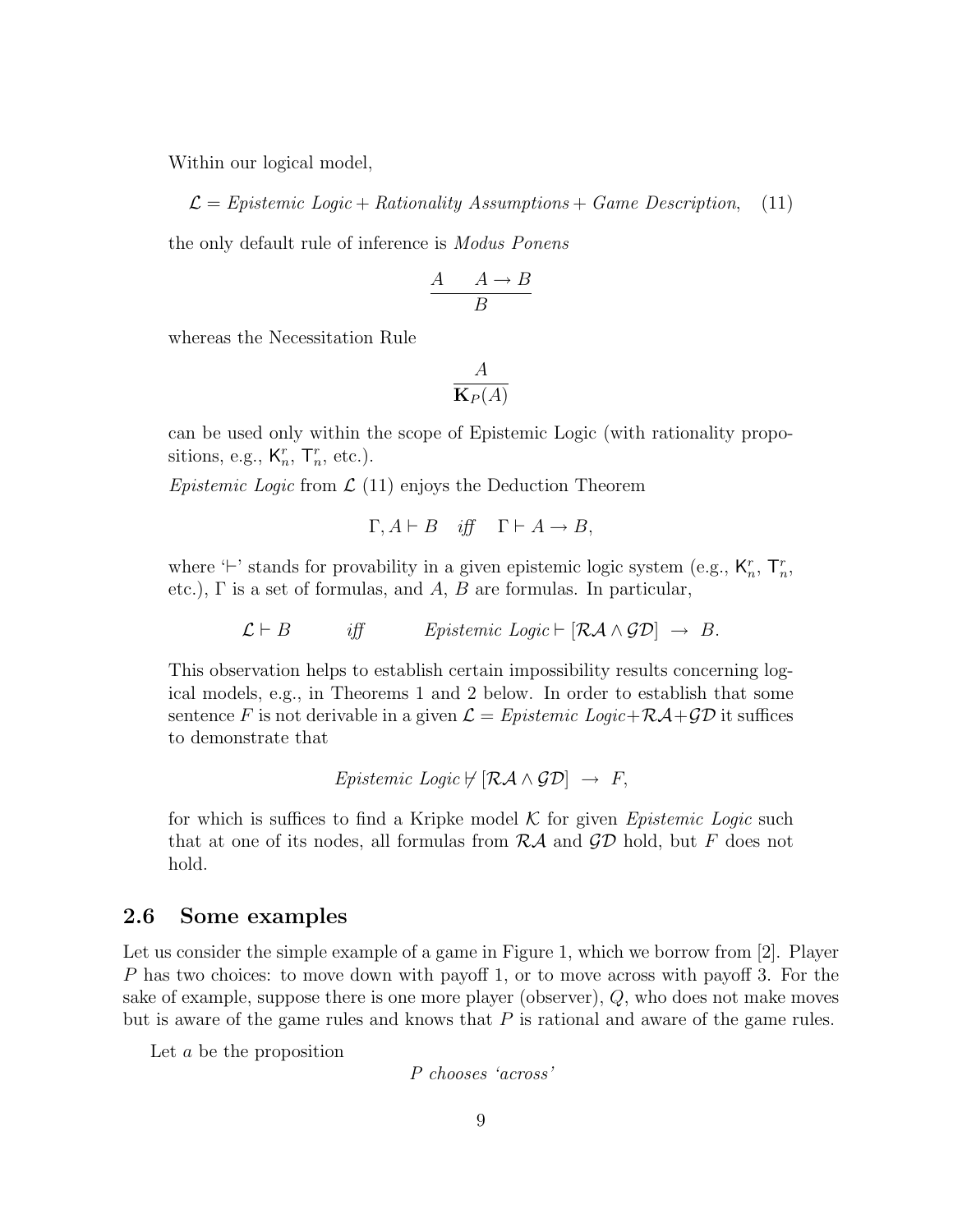Within our logical model,

$$\mathcal{L} = \textit{Epistemic Logic} + \textit{Rationality Assumptions} + \textit{Game Description}, \quad (11)$$

the only default rule of inference is *Modus Ponens*

$$\frac{A \qquad A \to B}{B}$$

whereas the Necessitation Rule

$$\frac{A}{\mathbf{K}_P(A)}$$

can be used only within the scope of Epistemic Logic (with rationality propositions, e.g., $\mathsf{K}^r_n$, $\mathsf{T}^r_n$, etc.).

*Epistemic Logic* from $\mathcal{L}$ (11) enjoys the Deduction Theorem

$$\Gamma, A \vdash B \quad \textit{iff} \quad \Gamma \vdash A \to B,$$

where '$\vdash$' stands for provability in a given epistemic logic system (e.g., $\mathsf{K}^r_n$, $\mathsf{T}^r_n$, etc.), $\Gamma$ is a set of formulas, and $A$, $B$ are formulas. In particular,

$$\mathcal{L} \vdash B \qquad \textit{iff} \qquad \textit{Epistemic Logic} \vdash [\mathcal{RA} \wedge \mathcal{GD}] \ \to \ B.$$

This observation helps to establish certain impossibility results concerning logical models, e.g., in Theorems 1 and 2 below. In order to establish that some sentence $F$ is not derivable in a given $\mathcal{L} = \textit{Epistemic Logic} + \mathcal{RA} + \mathcal{GD}$ it suffices to demonstrate that

$$\textit{Epistemic Logic} \nvdash [\mathcal{RA} \wedge \mathcal{GD}] \ \to \ F,$$

for which is suffices to find a Kripke model $\mathcal{K}$ for given *Epistemic Logic* such that at one of its nodes, all formulas from $\mathcal{RA}$ and $\mathcal{GD}$ hold, but $F$ does not hold.

## 2.6 Some examples

Let us consider the simple example of a game in Figure 1, which we borrow from [2]. Player $P$ has two choices: to move down with payoff 1, or to move across with payoff 3. For the sake of example, suppose there is one more player (observer), $Q$, who does not make moves but is aware of the game rules and knows that $P$ is rational and aware of the game rules.

Let $a$ be the proposition

*P chooses 'across'*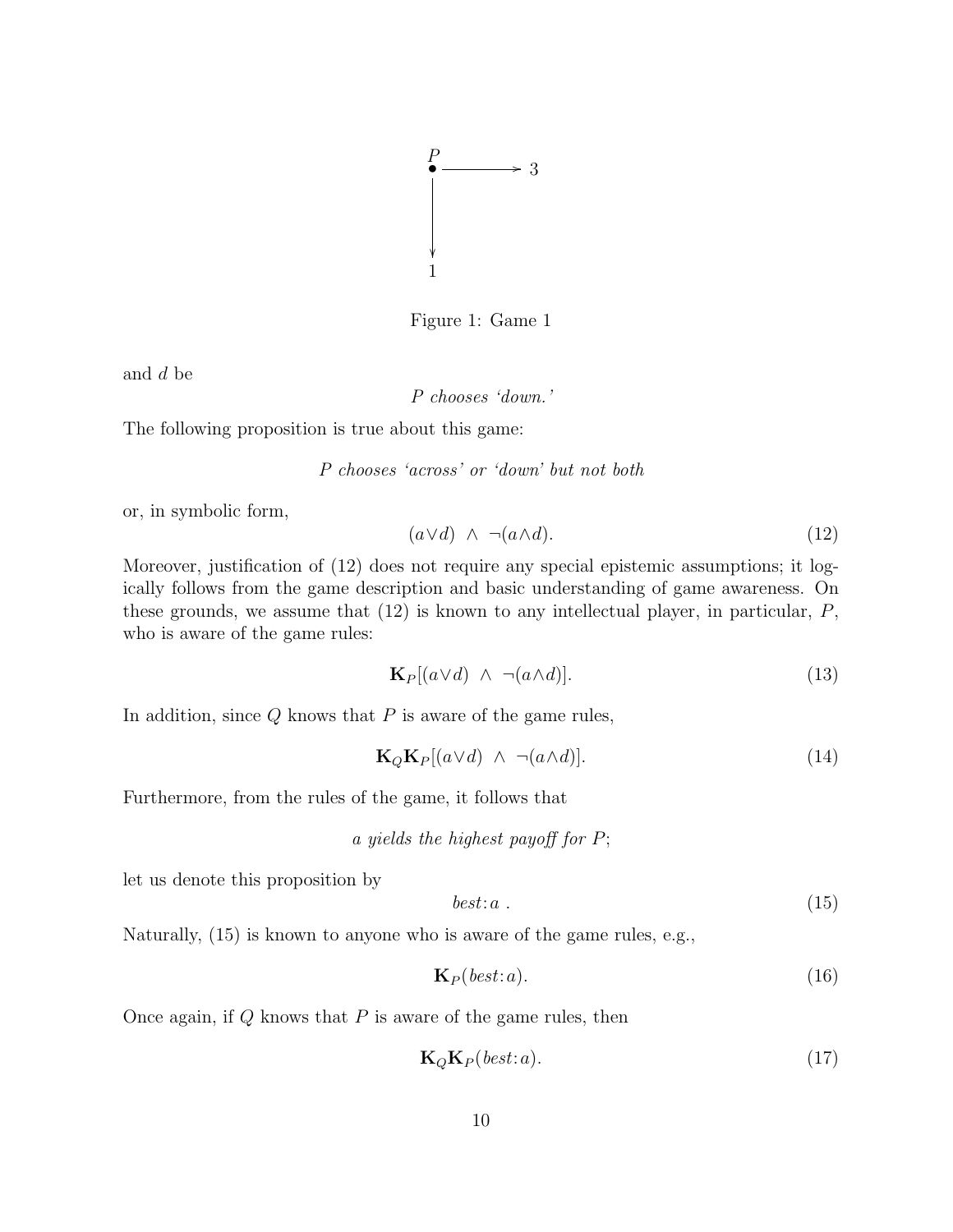Figure 1: Game 1

and $d$ be

*P chooses 'down.'*

The following proposition is true about this game:

*P chooses 'across' or 'down' but not both*

or, in symbolic form,

$$(a \vee d) \;\wedge\; \neg(a \wedge d). \tag{12}$$

Moreover, justification of (12) does not require any special epistemic assumptions; it logically follows from the game description and basic understanding of game awareness. On these grounds, we assume that (12) is known to any intellectual player, in particular, $P$, who is aware of the game rules:

$$\mathbf{K}_P[(a \vee d) \;\wedge\; \neg(a \wedge d)]. \tag{13}$$

In addition, since $Q$ knows that $P$ is aware of the game rules,

$$\mathbf{K}_Q \mathbf{K}_P[(a \vee d) \;\wedge\; \neg(a \wedge d)]. \tag{14}$$

Furthermore, from the rules of the game, it follows that

*a yields the highest payoff for P*;

let us denote this proposition by

$$best{:}a\ . \tag{15}$$

Naturally, (15) is known to anyone who is aware of the game rules, e.g.,

$$\mathbf{K}_P(best{:}a). \tag{16}$$

Once again, if $Q$ knows that $P$ is aware of the game rules, then

$$\mathbf{K}_Q \mathbf{K}_P(best{:}a). \tag{17}$$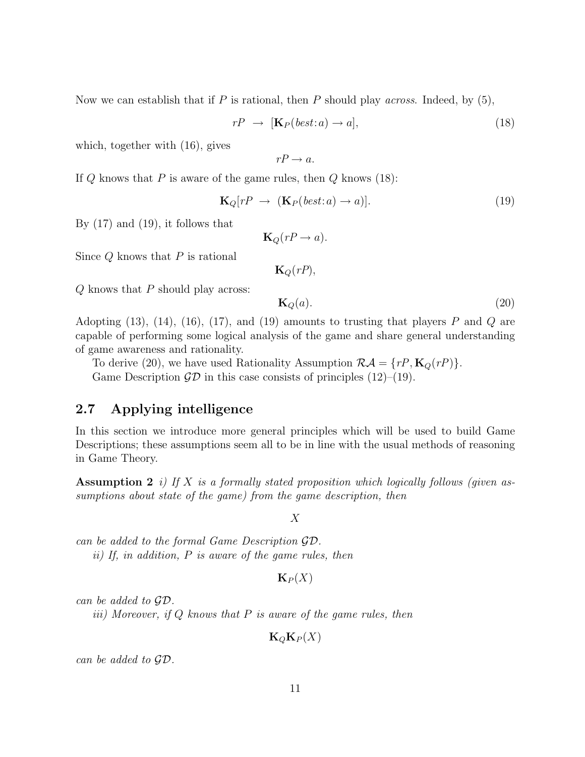Now we can establish that if $P$ is rational, then $P$ should play *across*. Indeed, by (5),

$$rP \;\rightarrow\; [\mathbf{K}_P(best\!:a) \rightarrow a], \tag{18}$$

which, together with (16), gives

$$rP \rightarrow a.$$

If $Q$ knows that $P$ is aware of the game rules, then $Q$ knows (18):

$$\mathbf{K}_Q[rP \;\rightarrow\; (\mathbf{K}_P(best\!:a) \rightarrow a)]. \tag{19}$$

By (17) and (19), it follows that

$$\mathbf{K}_Q(rP \rightarrow a).$$

Since $Q$ knows that $P$ is rational

$$\mathbf{K}_Q(rP),$$

$Q$ knows that $P$ should play across:

$$\mathbf{K}_Q(a). \tag{20}$$

Adopting (13), (14), (16), (17), and (19) amounts to trusting that players $P$ and $Q$ are capable of performing some logical analysis of the game and share general understanding of game awareness and rationality.

To derive (20), we have used Rationality Assumption $\mathcal{RA} = \{rP, \mathbf{K}_Q(rP)\}$.

Game Description $\mathcal{GD}$ in this case consists of principles (12)–(19).

## 2.7 Applying intelligence

In this section we introduce more general principles which will be used to build Game Descriptions; these assumptions seem all to be in line with the usual methods of reasoning in Game Theory.

**Assumption 2** *i) If $X$ is a formally stated proposition which logically follows (given assumptions about state of the game) from the game description, then*

$$X$$

*can be added to the formal Game Description $\mathcal{GD}$.*

*ii) If, in addition, $P$ is aware of the game rules, then*

$$\mathbf{K}_P(X)$$

*can be added to $\mathcal{GD}$.*

*iii) Moreover, if $Q$ knows that $P$ is aware of the game rules, then*

$$\mathbf{K}_Q\mathbf{K}_P(X)$$

*can be added to $\mathcal{GD}$.*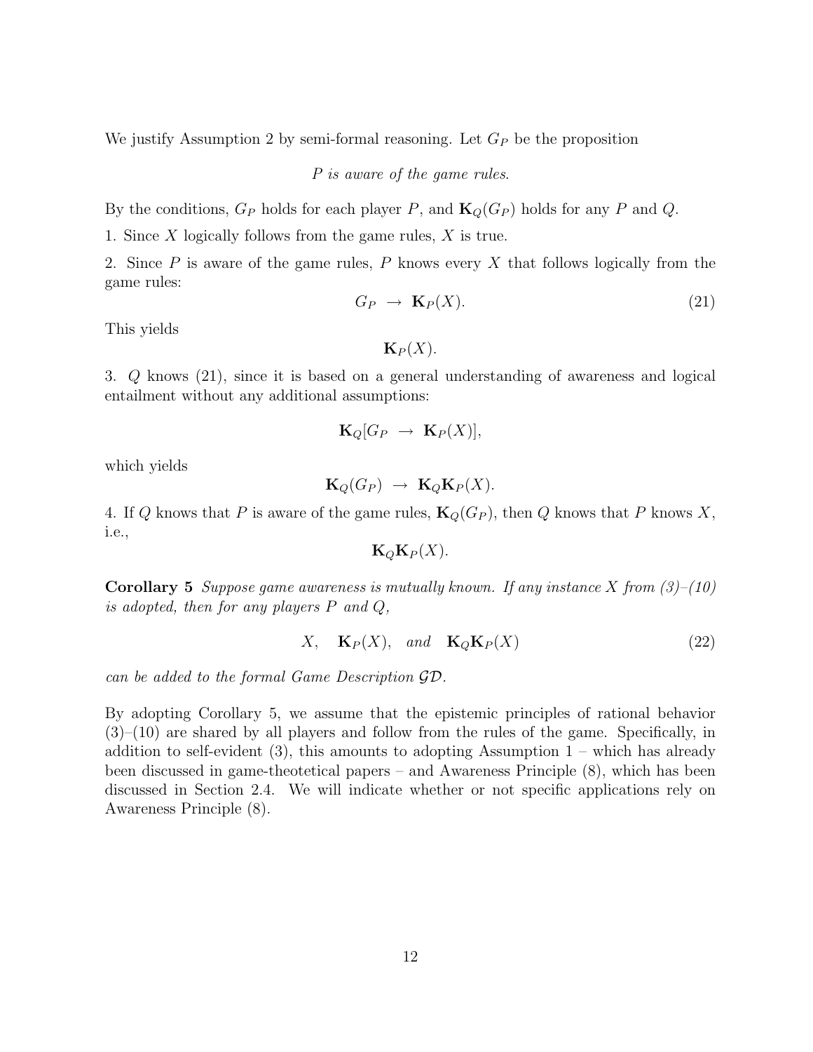We justify Assumption 2 by semi-formal reasoning. Let $G_P$ be the proposition

*P is aware of the game rules.*

By the conditions, $G_P$ holds for each player $P$, and $\mathbf{K}_Q(G_P)$ holds for any $P$ and $Q$.

1. Since $X$ logically follows from the game rules, $X$ is true.

2. Since $P$ is aware of the game rules, $P$ knows every $X$ that follows logically from the game rules:

$$G_P \;\rightarrow\; \mathbf{K}_P(X). \tag{21}$$

This yields

$$\mathbf{K}_P(X).$$

3. $Q$ knows (21), since it is based on a general understanding of awareness and logical entailment without any additional assumptions:

$$\mathbf{K}_Q[G_P \;\rightarrow\; \mathbf{K}_P(X)],$$

which yields

$$\mathbf{K}_Q(G_P) \;\rightarrow\; \mathbf{K}_Q\mathbf{K}_P(X).$$

4. If $Q$ knows that $P$ is aware of the game rules, $\mathbf{K}_Q(G_P)$, then $Q$ knows that $P$ knows $X$, i.e.,

$$\mathbf{K}_Q\mathbf{K}_P(X).$$

**Corollary 5** *Suppose game awareness is mutually known. If any instance $X$ from (3)–(10) is adopted, then for any players $P$ and $Q$,*

$$X, \quad \mathbf{K}_P(X), \quad \textit{and} \quad \mathbf{K}_Q\mathbf{K}_P(X) \tag{22}$$

*can be added to the formal Game Description $\mathcal{GD}$.*

By adopting Corollary 5, we assume that the epistemic principles of rational behavior (3)–(10) are shared by all players and follow from the rules of the game. Specifically, in addition to self-evident (3), this amounts to adopting Assumption 1 – which has already been discussed in game-theotetical papers – and Awareness Principle (8), which has been discussed in Section 2.4. We will indicate whether or not specific applications rely on Awareness Principle (8).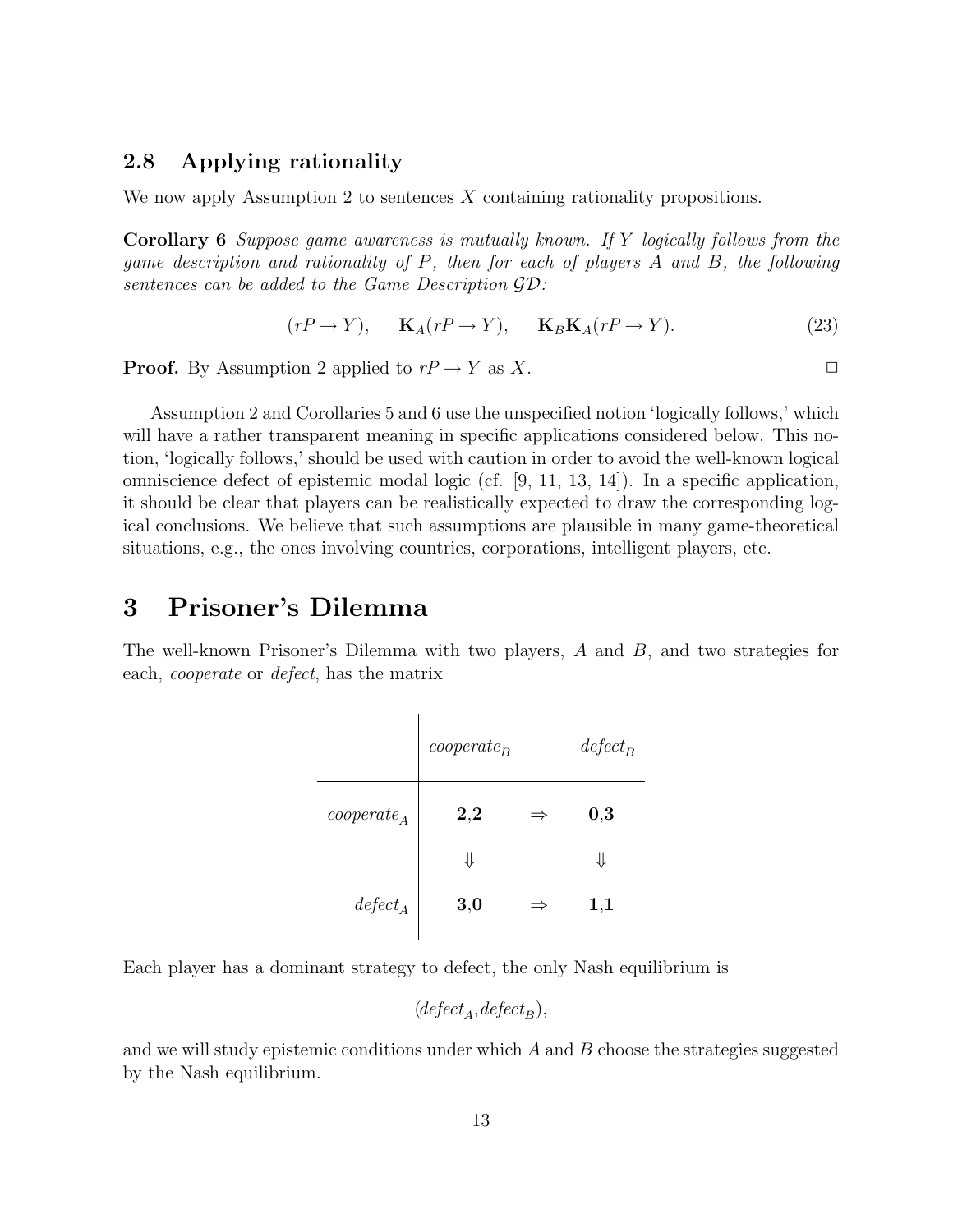### 2.8 Applying rationality

We now apply Assumption 2 to sentences $X$ containing rationality propositions.

**Corollary 6** *Suppose game awareness is mutually known. If $Y$ logically follows from the game description and rationality of $P$, then for each of players $A$ and $B$, the following sentences can be added to the Game Description $\mathcal{GD}$:*

$$(rP \rightarrow Y), \quad \mathbf{K}_A(rP \rightarrow Y), \quad \mathbf{K}_B\mathbf{K}_A(rP \rightarrow Y). \tag{23}$$

**Proof.** By Assumption 2 applied to $rP \rightarrow Y$ as $X$. $\square$

Assumption 2 and Corollaries 5 and 6 use the unspecified notion 'logically follows,' which will have a rather transparent meaning in specific applications considered below. This notion, 'logically follows,' should be used with caution in order to avoid the well-known logical omniscience defect of epistemic modal logic (cf. [9, 11, 13, 14]). In a specific application, it should be clear that players can be realistically expected to draw the corresponding logical conclusions. We believe that such assumptions are plausible in many game-theoretical situations, e.g., the ones involving countries, corporations, intelligent players, etc.

# 3 Prisoner's Dilemma

The well-known Prisoner's Dilemma with two players, $A$ and $B$, and two strategies for each, *cooperate* or *defect*, has the matrix

| | $cooperate_B$ | | $defect_B$ |
|---|---|---|---|
| $cooperate_A$ | **2**,**2** | $\Rightarrow$ | **0**,**3** |
| | $\Downarrow$ | | $\Downarrow$ |
| $defect_A$ | **3**,**0** | $\Rightarrow$ | **1**,**1** |

Each player has a dominant strategy to defect, the only Nash equilibrium is

$$(defect_A, defect_B),$$

and we will study epistemic conditions under which $A$ and $B$ choose the strategies suggested by the Nash equilibrium.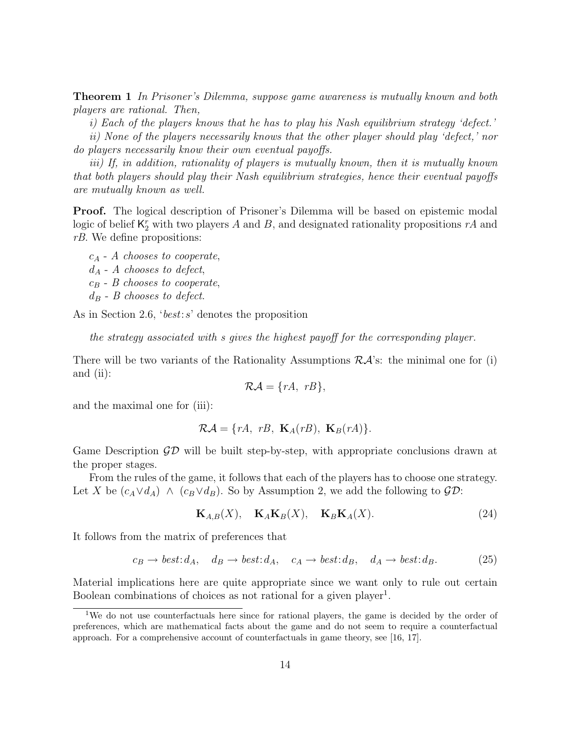**Theorem 1** *In Prisoner's Dilemma, suppose game awareness is mutually known and both players are rational. Then,*

*i) Each of the players knows that he has to play his Nash equilibrium strategy 'defect.'*

*ii) None of the players necessarily knows that the other player should play 'defect,' nor do players necessarily know their own eventual payoffs.*

*iii) If, in addition, rationality of players is mutually known, then it is mutually known that both players should play their Nash equilibrium strategies, hence their eventual payoffs are mutually known as well.*

**Proof.** The logical description of Prisoner's Dilemma will be based on epistemic modal logic of belief $\mathsf{K}_2^r$ with two players $A$ and $B$, and designated rationality propositions $rA$ and $rB$. We define propositions:

$c_A$ - *A chooses to cooperate*,
$d_A$ - *A chooses to defect*,
$c_B$ - *B chooses to cooperate*,
$d_B$ - *B chooses to defect*.

As in Section 2.6, '$best\!:\!s$' denotes the proposition

*the strategy associated with s gives the highest payoff for the corresponding player.*

There will be two variants of the Rationality Assumptions $\mathcal{RA}$'s: the minimal one for (i) and (ii):

$$\mathcal{RA} = \{rA,\ rB\},$$

and the maximal one for (iii):

$$\mathcal{RA} = \{rA,\ rB,\ \mathbf{K}_A(rB),\ \mathbf{K}_B(rA)\}.$$

Game Description $\mathcal{GD}$ will be built step-by-step, with appropriate conclusions drawn at the proper stages.

From the rules of the game, it follows that each of the players has to choose one strategy. Let $X$ be $(c_A \vee d_A)\ \wedge\ (c_B \vee d_B)$. So by Assumption 2, we add the following to $\mathcal{GD}$:

$$\mathbf{K}_{A,B}(X), \quad \mathbf{K}_A\mathbf{K}_B(X), \quad \mathbf{K}_B\mathbf{K}_A(X). \tag{24}$$

It follows from the matrix of preferences that

$$c_B \rightarrow best\!:\!d_A, \quad d_B \rightarrow best\!:\!d_A, \quad c_A \rightarrow best\!:\!d_B, \quad d_A \rightarrow best\!:\!d_B. \tag{25}$$

Material implications here are quite appropriate since we want only to rule out certain Boolean combinations of choices as not rational for a given player[1].

[1]We do not use counterfactuals here since for rational players, the game is decided by the order of preferences, which are mathematical facts about the game and do not seem to require a counterfactual approach. For a comprehensive account of counterfactuals in game theory, see [16, 17].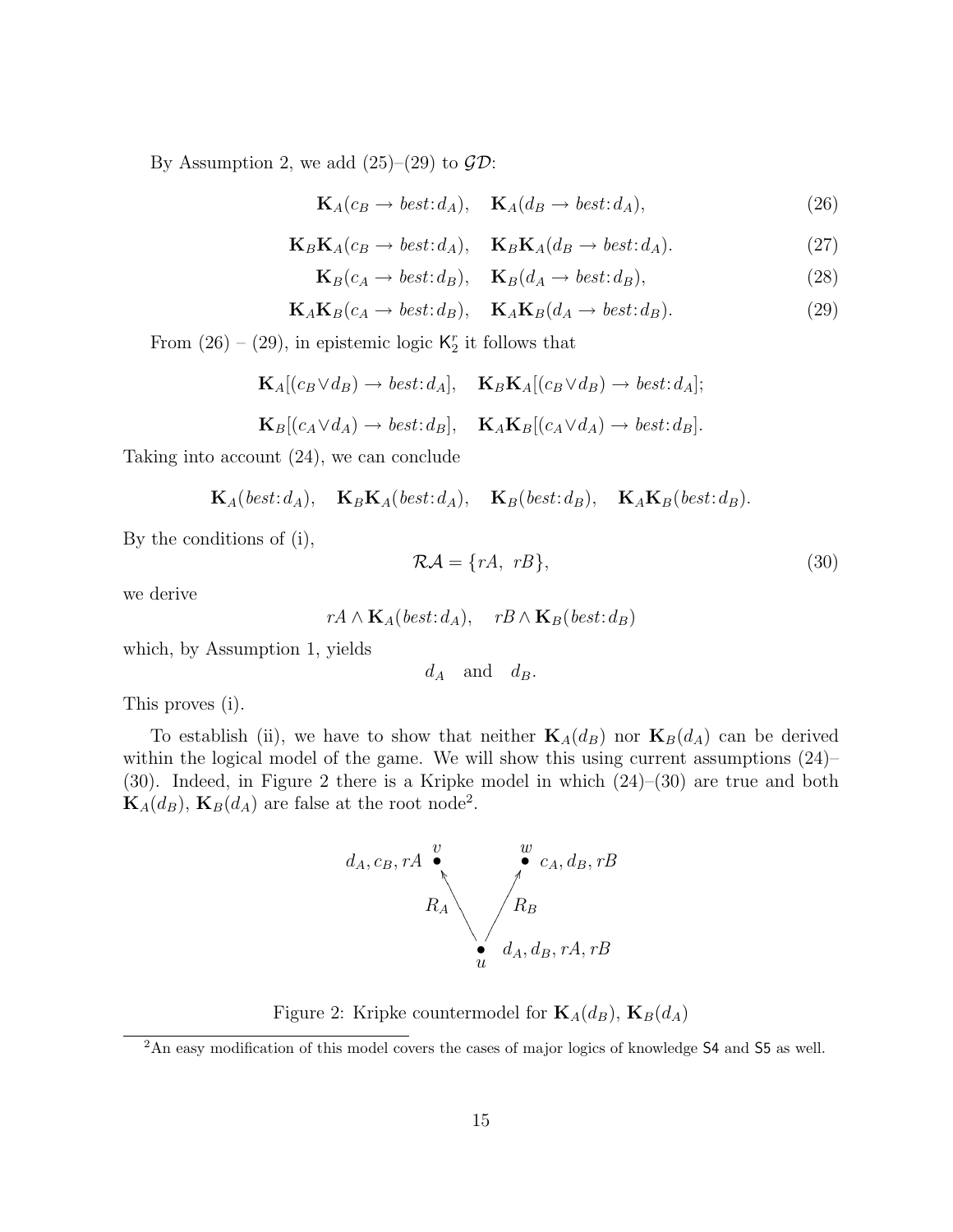By Assumption 2, we add (25)–(29) to $\mathcal{GD}$:

$$\mathbf{K}_A(c_B \to best\!:\!d_A), \quad \mathbf{K}_A(d_B \to best\!:\!d_A), \tag{26}$$

$$\mathbf{K}_B\mathbf{K}_A(c_B \to best\!:\!d_A), \quad \mathbf{K}_B\mathbf{K}_A(d_B \to best\!:\!d_A). \tag{27}$$

$$\mathbf{K}_B(c_A \to best\!:\!d_B), \quad \mathbf{K}_B(d_A \to best\!:\!d_B), \tag{28}$$

$$\mathbf{K}_A\mathbf{K}_B(c_A \to best\!:\!d_B), \quad \mathbf{K}_A\mathbf{K}_B(d_A \to best\!:\!d_B). \tag{29}$$

From (26) – (29), in epistemic logic $\mathsf{K}_2^r$ it follows that

$$\mathbf{K}_A[(c_B \vee d_B) \to best\!:\!d_A], \quad \mathbf{K}_B\mathbf{K}_A[(c_B \vee d_B) \to best\!:\!d_A];$$

$$\mathbf{K}_B[(c_A \vee d_A) \to best\!:\!d_B], \quad \mathbf{K}_A\mathbf{K}_B[(c_A \vee d_A) \to best\!:\!d_B].$$

Taking into account (24), we can conclude

$$\mathbf{K}_A(best\!:\!d_A), \quad \mathbf{K}_B\mathbf{K}_A(best\!:\!d_A), \quad \mathbf{K}_B(best\!:\!d_B), \quad \mathbf{K}_A\mathbf{K}_B(best\!:\!d_B).$$

By the conditions of (i),

$$\mathcal{RA} = \{rA,\ rB\}, \tag{30}$$

we derive

$$rA \wedge \mathbf{K}_A(best\!:\!d_A), \quad rB \wedge \mathbf{K}_B(best\!:\!d_B)$$

which, by Assumption 1, yields

$$d_A \quad \text{and} \quad d_B.$$

This proves (i).

To establish (ii), we have to show that neither $\mathbf{K}_A(d_B)$ nor $\mathbf{K}_B(d_A)$ can be derived within the logical model of the game. We will show this using current assumptions (24)–(30). Indeed, in Figure 2 there is a Kripke model in which (24)–(30) are true and both $\mathbf{K}_A(d_B)$, $\mathbf{K}_B(d_A)$ are false at the root node[2].

Figure 2: Kripke countermodel for $\mathbf{K}_A(d_B)$, $\mathbf{K}_B(d_A)$

[2]An easy modification of this model covers the cases of major logics of knowledge S4 and S5 as well.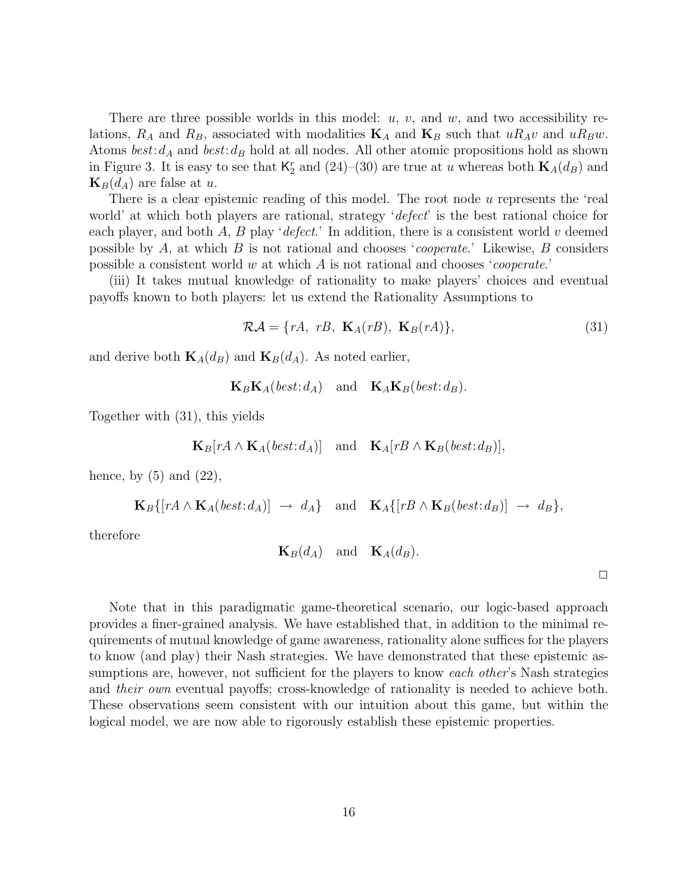There are three possible worlds in this model: $u$, $v$, and $w$, and two accessibility relations, $R_A$ and $R_B$, associated with modalities $\mathbf{K}_A$ and $\mathbf{K}_B$ such that $uR_Av$ and $uR_Bw$. Atoms $best\!:\!d_A$ and $best\!:\!d_B$ hold at all nodes. All other atomic propositions hold as shown in Figure 3. It is easy to see that $\mathsf{K}_2^r$ and (24)–(30) are true at $u$ whereas both $\mathbf{K}_A(d_B)$ and $\mathbf{K}_B(d_A)$ are false at $u$.

There is a clear epistemic reading of this model. The root node $u$ represents the 'real world' at which both players are rational, strategy '*defect*' is the best rational choice for each player, and both $A$, $B$ play '*defect*.' In addition, there is a consistent world $v$ deemed possible by $A$, at which $B$ is not rational and chooses '*cooperate*.' Likewise, $B$ considers possible a consistent world $w$ at which $A$ is not rational and chooses '*cooperate*.'

(iii) It takes mutual knowledge of rationality to make players' choices and eventual payoffs known to both players: let us extend the Rationality Assumptions to

$$\mathcal{RA} = \{rA,\ rB,\ \mathbf{K}_A(rB),\ \mathbf{K}_B(rA)\}, \tag{31}$$

and derive both $\mathbf{K}_A(d_B)$ and $\mathbf{K}_B(d_A)$. As noted earlier,

$$\mathbf{K}_B\mathbf{K}_A(best\!:\!d_A) \quad \text{and} \quad \mathbf{K}_A\mathbf{K}_B(best\!:\!d_B).$$

Together with (31), this yields

$$\mathbf{K}_B[rA \wedge \mathbf{K}_A(best\!:\!d_A)] \quad \text{and} \quad \mathbf{K}_A[rB \wedge \mathbf{K}_B(best\!:\!d_B)],$$

hence, by (5) and (22),

$$\mathbf{K}_B\{[rA \wedge \mathbf{K}_A(best\!:\!d_A)] \ \rightarrow\ d_A\} \quad \text{and} \quad \mathbf{K}_A\{[rB \wedge \mathbf{K}_B(best\!:\!d_B)] \ \rightarrow\ d_B\},$$

therefore

$$\mathbf{K}_B(d_A) \quad \text{and} \quad \mathbf{K}_A(d_B).$$

$\square$

Note that in this paradigmatic game-theoretical scenario, our logic-based approach provides a finer-grained analysis. We have established that, in addition to the minimal requirements of mutual knowledge of game awareness, rationality alone suffices for the players to know (and play) their Nash strategies. We have demonstrated that these epistemic assumptions are, however, not sufficient for the players to know *each other*'s Nash strategies and *their own* eventual payoffs; cross-knowledge of rationality is needed to achieve both. These observations seem consistent with our intuition about this game, but within the logical model, we are now able to rigorously establish these epistemic properties.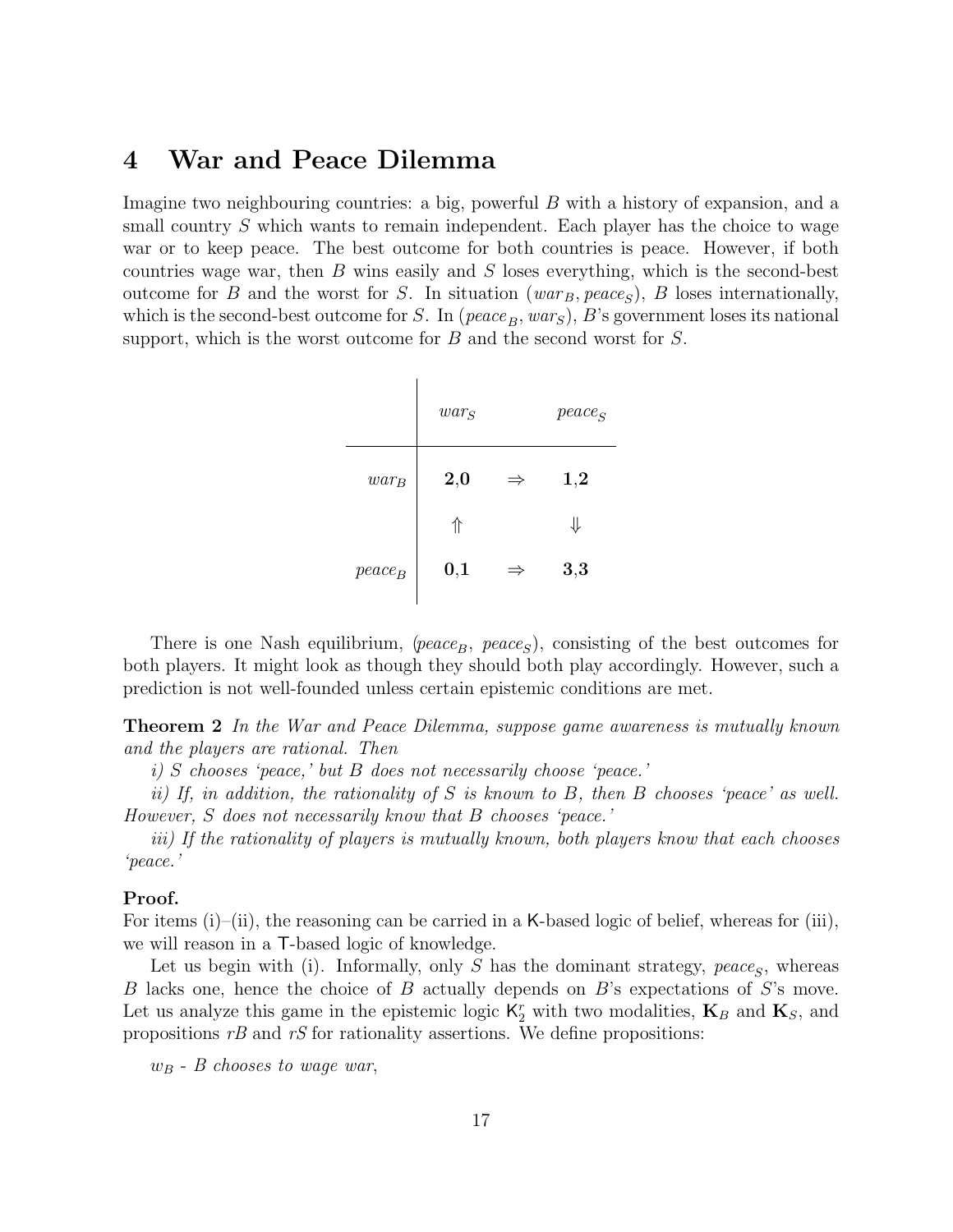## 4 War and Peace Dilemma

Imagine two neighbouring countries: a big, powerful $B$ with a history of expansion, and a small country $S$ which wants to remain independent. Each player has the choice to wage war or to keep peace. The best outcome for both countries is peace. However, if both countries wage war, then $B$ wins easily and $S$ loses everything, which is the second-best outcome for $B$ and the worst for $S$. In situation $(war_B, peace_S)$, $B$ loses internationally, which is the second-best outcome for $S$. In $(peace_B, war_S)$, $B$'s government loses its national support, which is the worst outcome for $B$ and the second worst for $S$.

| | $war_S$ | | $peace_S$ |
|---|---|---|---|
| $war_B$ | **2**,0 | $\Rightarrow$ | **1**,**2** |
| | $\Uparrow$ | | $\Downarrow$ |
| $peace_B$ | **0**,**1** | $\Rightarrow$ | **3**,3 |

There is one Nash equilibrium, $(peace_B,\ peace_S)$, consisting of the best outcomes for both players. It might look as though they should both play accordingly. However, such a prediction is not well-founded unless certain epistemic conditions are met.

**Theorem 2** *In the War and Peace Dilemma, suppose game awareness is mutually known and the players are rational. Then*

*i) $S$ chooses 'peace,' but $B$ does not necessarily choose 'peace.'*

*ii) If, in addition, the rationality of $S$ is known to $B$, then $B$ chooses 'peace' as well. However, $S$ does not necessarily know that $B$ chooses 'peace.'*

*iii) If the rationality of players is mutually known, both players know that each chooses 'peace.'*

**Proof.**
For items (i)–(ii), the reasoning can be carried in a $\mathsf{K}$-based logic of belief, whereas for (iii), we will reason in a $\mathsf{T}$-based logic of knowledge.

Let us begin with (i). Informally, only $S$ has the dominant strategy, $peace_S$, whereas $B$ lacks one, hence the choice of $B$ actually depends on $B$'s expectations of $S$'s move. Let us analyze this game in the epistemic logic $\mathsf{K}_2^r$ with two modalities, $\mathbf{K}_B$ and $\mathbf{K}_S$, and propositions $rB$ and $rS$ for rationality assertions. We define propositions:

*$w_B$ - $B$ chooses to wage war,*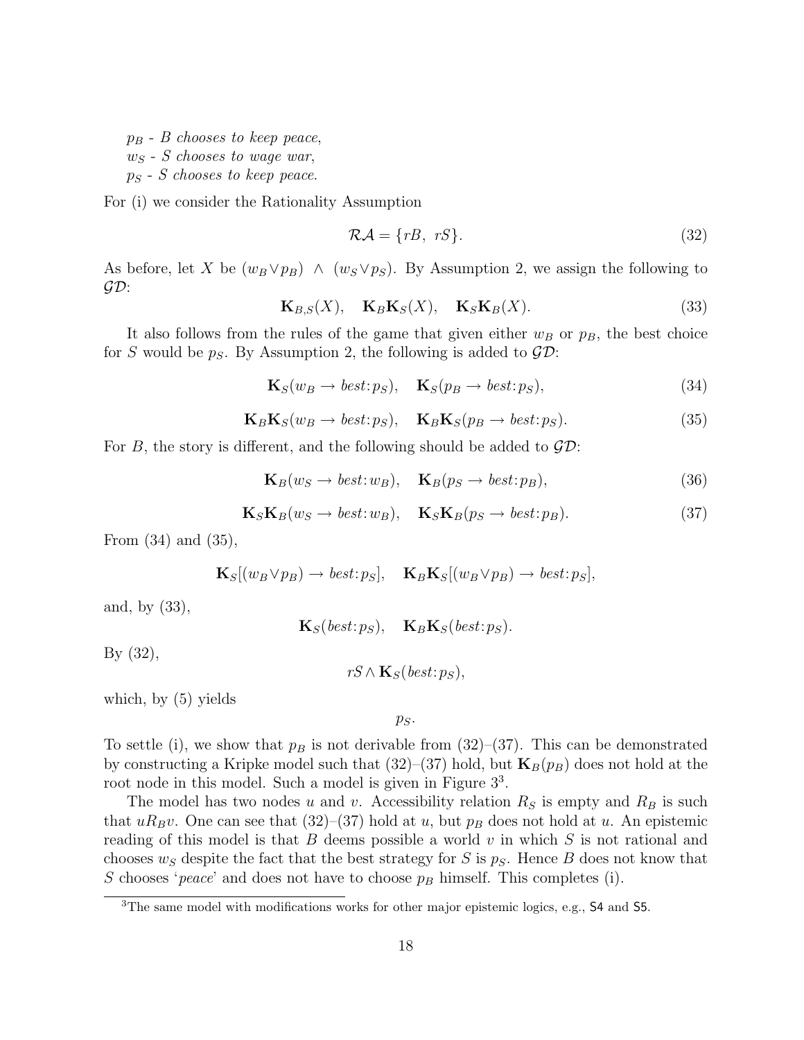$p_B$ - *B chooses to keep peace*,
$w_S$ - *S chooses to wage war*,
$p_S$ - *S chooses to keep peace*.

For (i) we consider the Rationality Assumption

$$\mathcal{RA} = \{rB,\ rS\}. \tag{32}$$

As before, let $X$ be $(w_B \vee p_B)\ \wedge\ (w_S \vee p_S)$. By Assumption 2, we assign the following to $\mathcal{GD}$:

$$\mathbf{K}_{B,S}(X), \quad \mathbf{K}_B\mathbf{K}_S(X), \quad \mathbf{K}_S\mathbf{K}_B(X). \tag{33}$$

It also follows from the rules of the game that given either $w_B$ or $p_B$, the best choice for $S$ would be $p_S$. By Assumption 2, the following is added to $\mathcal{GD}$:

$$\mathbf{K}_S(w_B \to best{:}p_S), \quad \mathbf{K}_S(p_B \to best{:}p_S), \tag{34}$$

$$\mathbf{K}_B\mathbf{K}_S(w_B \to best{:}p_S), \quad \mathbf{K}_B\mathbf{K}_S(p_B \to best{:}p_S). \tag{35}$$

For $B$, the story is different, and the following should be added to $\mathcal{GD}$:

$$\mathbf{K}_B(w_S \to best{:}w_B), \quad \mathbf{K}_B(p_S \to best{:}p_B), \tag{36}$$

$$\mathbf{K}_S\mathbf{K}_B(w_S \to best{:}w_B), \quad \mathbf{K}_S\mathbf{K}_B(p_S \to best{:}p_B). \tag{37}$$

From (34) and (35),

$$\mathbf{K}_S[(w_B \vee p_B) \to best{:}p_S], \quad \mathbf{K}_B\mathbf{K}_S[(w_B \vee p_B) \to best{:}p_S],$$

and, by (33),

$$\mathbf{K}_S(best{:}p_S), \quad \mathbf{K}_B\mathbf{K}_S(best{:}p_S).$$

By (32),

$$rS \wedge \mathbf{K}_S(best{:}p_S),$$

which, by (5) yields

$$p_S.$$

To settle (i), we show that $p_B$ is not derivable from (32)–(37). This can be demonstrated by constructing a Kripke model such that (32)–(37) hold, but $\mathbf{K}_B(p_B)$ does not hold at the root node in this model. Such a model is given in Figure 3[3].

The model has two nodes $u$ and $v$. Accessibility relation $R_S$ is empty and $R_B$ is such that $uR_Bv$. One can see that (32)–(37) hold at $u$, but $p_B$ does not hold at $u$. An epistemic reading of this model is that $B$ deems possible a world $v$ in which $S$ is not rational and chooses $w_S$ despite the fact that the best strategy for $S$ is $p_S$. Hence $B$ does not know that $S$ chooses '*peace*' and does not have to choose $p_B$ himself. This completes (i).

[3] The same model with modifications works for other major epistemic logics, e.g., S4 and S5.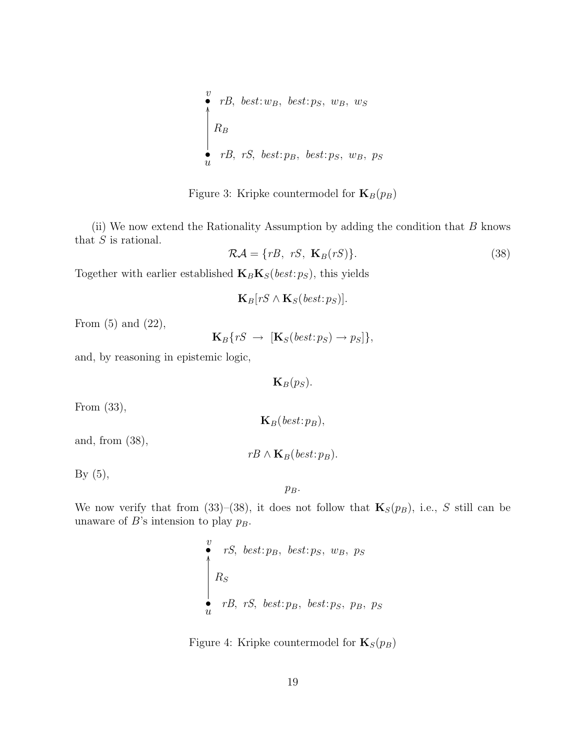$$v \bullet \quad rB,\ best{:}w_B,\ best{:}p_S,\ w_B,\ w_S$$

$$\uparrow R_B$$

$$u \bullet \quad rB,\ rS,\ best{:}p_B,\ best{:}p_S,\ w_B,\ p_S$$

Figure 3: Kripke countermodel for $\mathbf{K}_B(p_B)$

(ii) We now extend the Rationality Assumption by adding the condition that $B$ knows that $S$ is rational.

$$\mathcal{RA} = \{rB,\ rS,\ \mathbf{K}_B(rS)\}. \tag{38}$$

Together with earlier established $\mathbf{K}_B\mathbf{K}_S(best{:}p_S)$, this yields

$$\mathbf{K}_B[rS \wedge \mathbf{K}_S(best{:}p_S)].$$

From (5) and (22),

$$\mathbf{K}_B\{rS \ \rightarrow\ [\mathbf{K}_S(best{:}p_S) \rightarrow p_S]\},$$

and, by reasoning in epistemic logic,

$$\mathbf{K}_B(p_S).$$

From (33),

$$\mathbf{K}_B(best{:}p_B),$$

and, from (38),

$$rB \wedge \mathbf{K}_B(best{:}p_B).$$

By (5),

$$p_B.$$

We now verify that from (33)–(38), it does not follow that $\mathbf{K}_S(p_B)$, i.e., $S$ still can be unaware of $B$'s intension to play $p_B$.

$$v \bullet \quad rS,\ best{:}p_B,\ best{:}p_S,\ w_B,\ p_S$$

$$\uparrow R_S$$

$$u \bullet \quad rB,\ rS,\ best{:}p_B,\ best{:}p_S,\ p_B,\ p_S$$

Figure 4: Kripke countermodel for $\mathbf{K}_S(p_B)$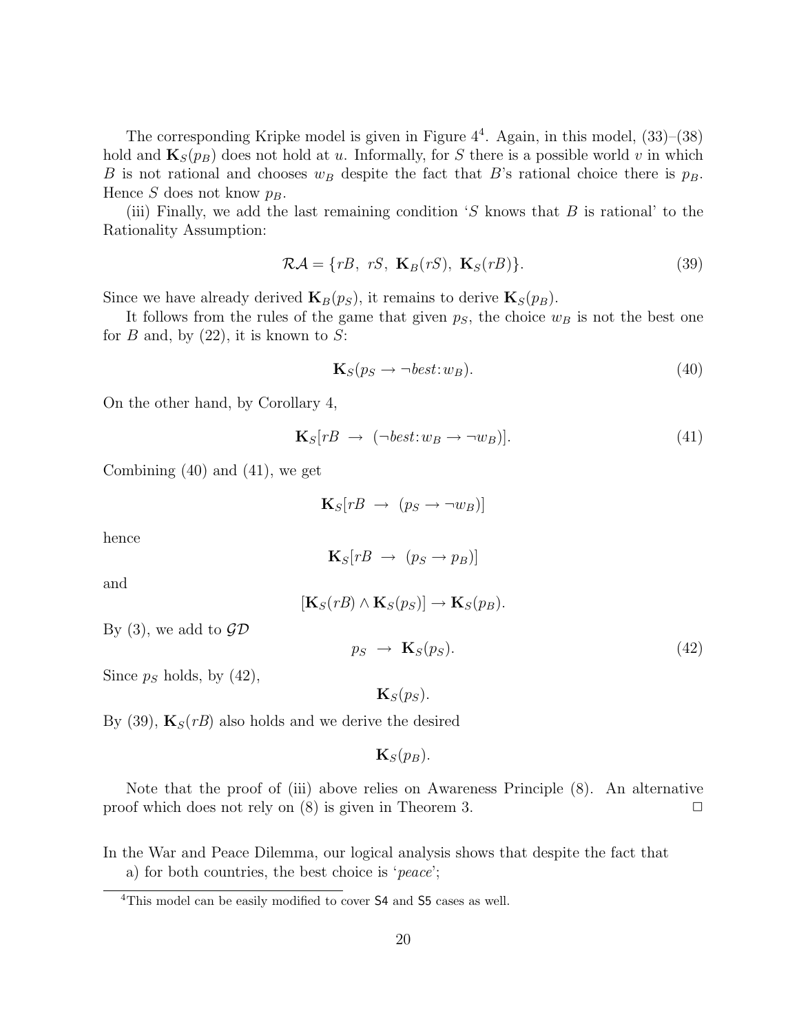The corresponding Kripke model is given in Figure 4[4]. Again, in this model, (33)–(38) hold and $\mathbf{K}_S(p_B)$ does not hold at $u$. Informally, for $S$ there is a possible world $v$ in which $B$ is not rational and chooses $w_B$ despite the fact that $B$'s rational choice there is $p_B$. Hence $S$ does not know $p_B$.

(iii) Finally, we add the last remaining condition '$S$ knows that $B$ is rational' to the Rationality Assumption:

$$\mathcal{RA} = \{rB,\ rS,\ \mathbf{K}_B(rS),\ \mathbf{K}_S(rB)\}. \tag{39}$$

Since we have already derived $\mathbf{K}_B(p_S)$, it remains to derive $\mathbf{K}_S(p_B)$.

It follows from the rules of the game that given $p_S$, the choice $w_B$ is not the best one for $B$ and, by (22), it is known to $S$:

$$\mathbf{K}_S(p_S \rightarrow \neg best{:}\, w_B). \tag{40}$$

On the other hand, by Corollary 4,

$$\mathbf{K}_S[rB\ \rightarrow\ (\neg best{:}\, w_B \rightarrow \neg w_B)]. \tag{41}$$

Combining (40) and (41), we get

$$\mathbf{K}_S[rB\ \rightarrow\ (p_S \rightarrow \neg w_B)]$$

hence

$$\mathbf{K}_S[rB\ \rightarrow\ (p_S \rightarrow p_B)]$$

and

$$[\mathbf{K}_S(rB) \wedge \mathbf{K}_S(p_S)] \rightarrow \mathbf{K}_S(p_B).$$

By (3), we add to $\mathcal{GD}$

$$p_S\ \rightarrow\ \mathbf{K}_S(p_S). \tag{42}$$

Since $p_S$ holds, by (42),

$$\mathbf{K}_S(p_S).$$

By (39), $\mathbf{K}_S(rB)$ also holds and we derive the desired

$$\mathbf{K}_S(p_B).$$

Note that the proof of (iii) above relies on Awareness Principle (8). An alternative proof which does not rely on (8) is given in Theorem 3. □

In the War and Peace Dilemma, our logical analysis shows that despite the fact that

a) for both countries, the best choice is '*peace*';

[4] This model can be easily modified to cover S4 and S5 cases as well.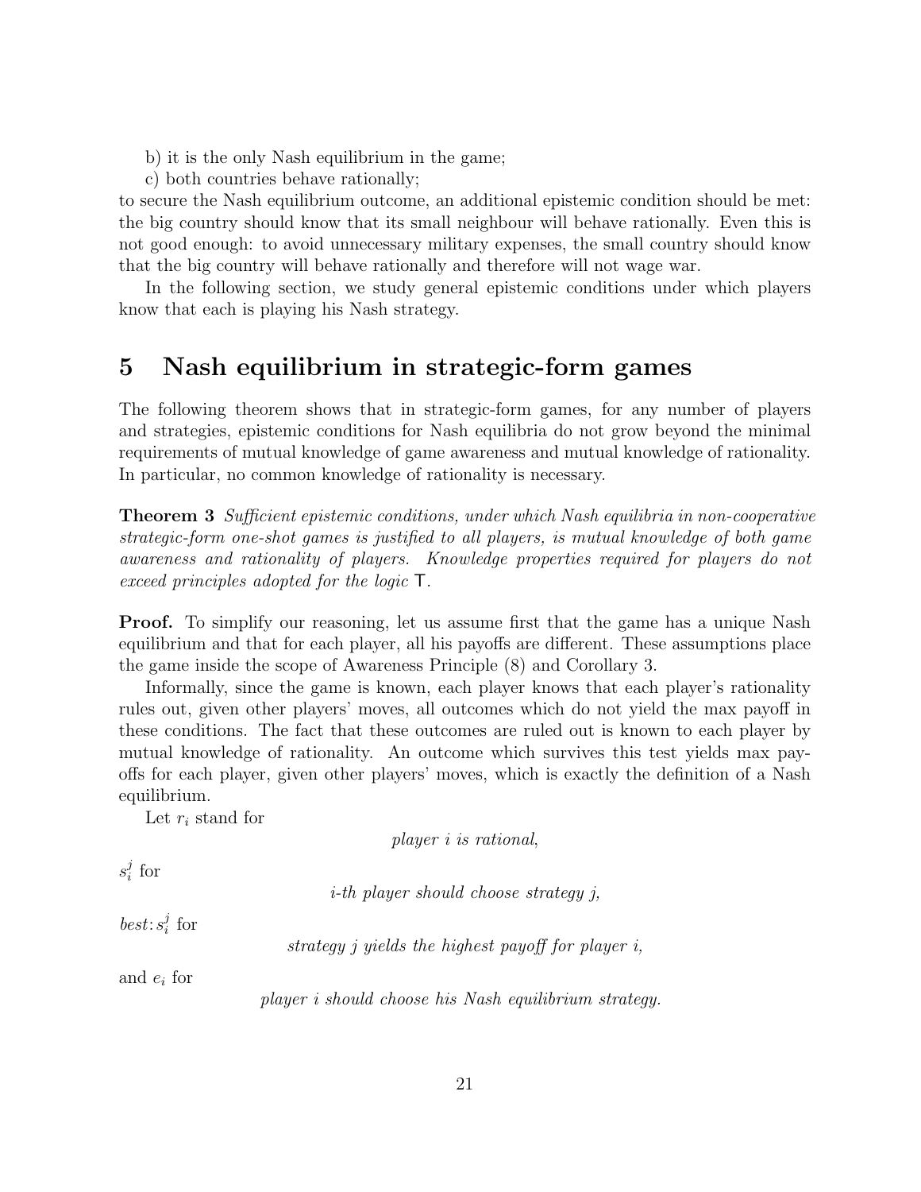b) it is the only Nash equilibrium in the game;

c) both countries behave rationally;

to secure the Nash equilibrium outcome, an additional epistemic condition should be met: the big country should know that its small neighbour will behave rationally. Even this is not good enough: to avoid unnecessary military expenses, the small country should know that the big country will behave rationally and therefore will not wage war.

In the following section, we study general epistemic conditions under which players know that each is playing his Nash strategy.

## 5 Nash equilibrium in strategic-form games

The following theorem shows that in strategic-form games, for any number of players and strategies, epistemic conditions for Nash equilibria do not grow beyond the minimal requirements of mutual knowledge of game awareness and mutual knowledge of rationality. In particular, no common knowledge of rationality is necessary.

**Theorem 3** *Sufficient epistemic conditions, under which Nash equilibria in non-cooperative strategic-form one-shot games is justified to all players, is mutual knowledge of both game awareness and rationality of players. Knowledge properties required for players do not exceed principles adopted for the logic* $\mathsf{T}$.

**Proof.** To simplify our reasoning, let us assume first that the game has a unique Nash equilibrium and that for each player, all his payoffs are different. These assumptions place the game inside the scope of Awareness Principle (8) and Corollary 3.

Informally, since the game is known, each player knows that each player's rationality rules out, given other players' moves, all outcomes which do not yield the max payoff in these conditions. The fact that these outcomes are ruled out is known to each player by mutual knowledge of rationality. An outcome which survives this test yields max payoffs for each player, given other players' moves, which is exactly the definition of a Nash equilibrium.

Let $r_i$ stand for

*player i is rational*,

$s_i^j$ for

*i-th player should choose strategy j,*

*best*: $s_i^j$ for

*strategy j yields the highest payoff for player i,*

and $e_i$ for

*player i should choose his Nash equilibrium strategy.*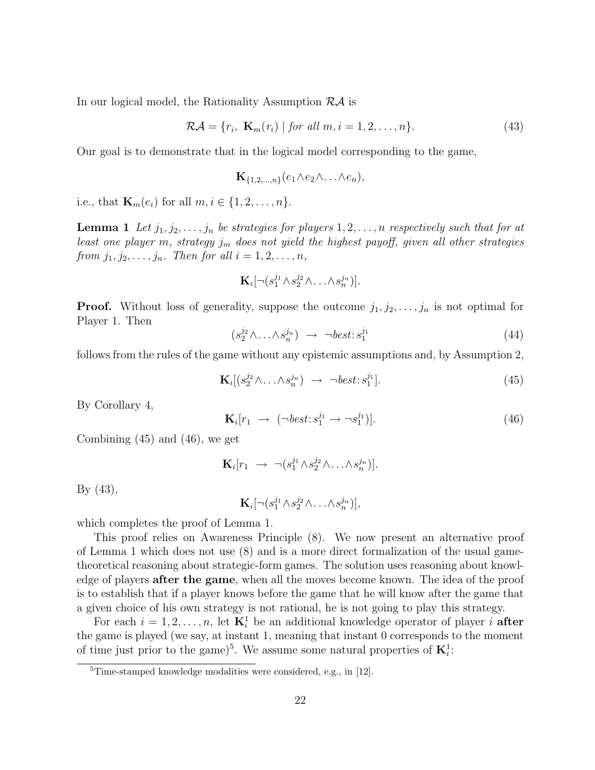In our logical model, the Rationality Assumption $\mathcal{RA}$ is

$$\mathcal{RA} = \{r_i,\ \mathbf{K}_m(r_i) \mid \textit{for all } m, i = 1, 2, \ldots, n\}. \tag{43}$$

Our goal is to demonstrate that in the logical model corresponding to the game,

$$\mathbf{K}_{\{1,2,\ldots,n\}}(e_1 \wedge e_2 \wedge \ldots \wedge e_n),$$

i.e., that $\mathbf{K}_m(e_i)$ for all $m, i \in \{1, 2, \ldots, n\}$.

**Lemma 1** *Let $j_1, j_2, \ldots, j_n$ be strategies for players $1, 2, \ldots, n$ respectively such that for at least one player $m$, strategy $j_m$ does not yield the highest payoff, given all other strategies from $j_1, j_2, \ldots, j_n$. Then for all $i = 1, 2, \ldots, n$,*

$$\mathbf{K}_i[\neg(s_1^{j_1} \wedge s_2^{j_2} \wedge \ldots \wedge s_n^{j_n})].$$

**Proof.** Without loss of generality, suppose the outcome $j_1, j_2, \ldots, j_n$ is not optimal for Player 1. Then

$$(s_2^{j_2} \wedge \ldots \wedge s_n^{j_n}) \ \rightarrow\ \neg best\colon s_1^{j_1} \tag{44}$$

follows from the rules of the game without any epistemic assumptions and, by Assumption 2,

$$\mathbf{K}_i[(s_2^{j_2} \wedge \ldots \wedge s_n^{j_n}) \ \rightarrow\ \neg best\colon s_1^{j_1}]. \tag{45}$$

By Corollary 4,

$$\mathbf{K}_i[r_1 \ \rightarrow\ (\neg best\colon s_1^{j_1} \rightarrow \neg s_1^{j_1})]. \tag{46}$$

Combining (45) and (46), we get

$$\mathbf{K}_i[r_1 \ \rightarrow\ \neg(s_1^{j_1} \wedge s_2^{j_2} \wedge \ldots \wedge s_n^{j_n})].$$

By (43),

$$\mathbf{K}_i[\neg(s_1^{j_1} \wedge s_2^{j_2} \wedge \ldots \wedge s_n^{j_n})],$$

which completes the proof of Lemma 1.

This proof relies on Awareness Principle (8). We now present an alternative proof of Lemma 1 which does not use (8) and is a more direct formalization of the usual game-theoretical reasoning about strategic-form games. The solution uses reasoning about knowledge of players **after the game**, when all the moves become known. The idea of the proof is to establish that if a player knows before the game that he will know after the game that a given choice of his own strategy is not rational, he is not going to play this strategy.

For each $i = 1, 2, \ldots, n$, let $\mathbf{K}_i^1$ be an additional knowledge operator of player $i$ **after** the game is played (we say, at instant 1, meaning that instant 0 corresponds to the moment of time just prior to the game)[5]. We assume some natural properties of $\mathbf{K}_i^1$:

[5] Time-stamped knowledge modalities were considered, e.g., in [12].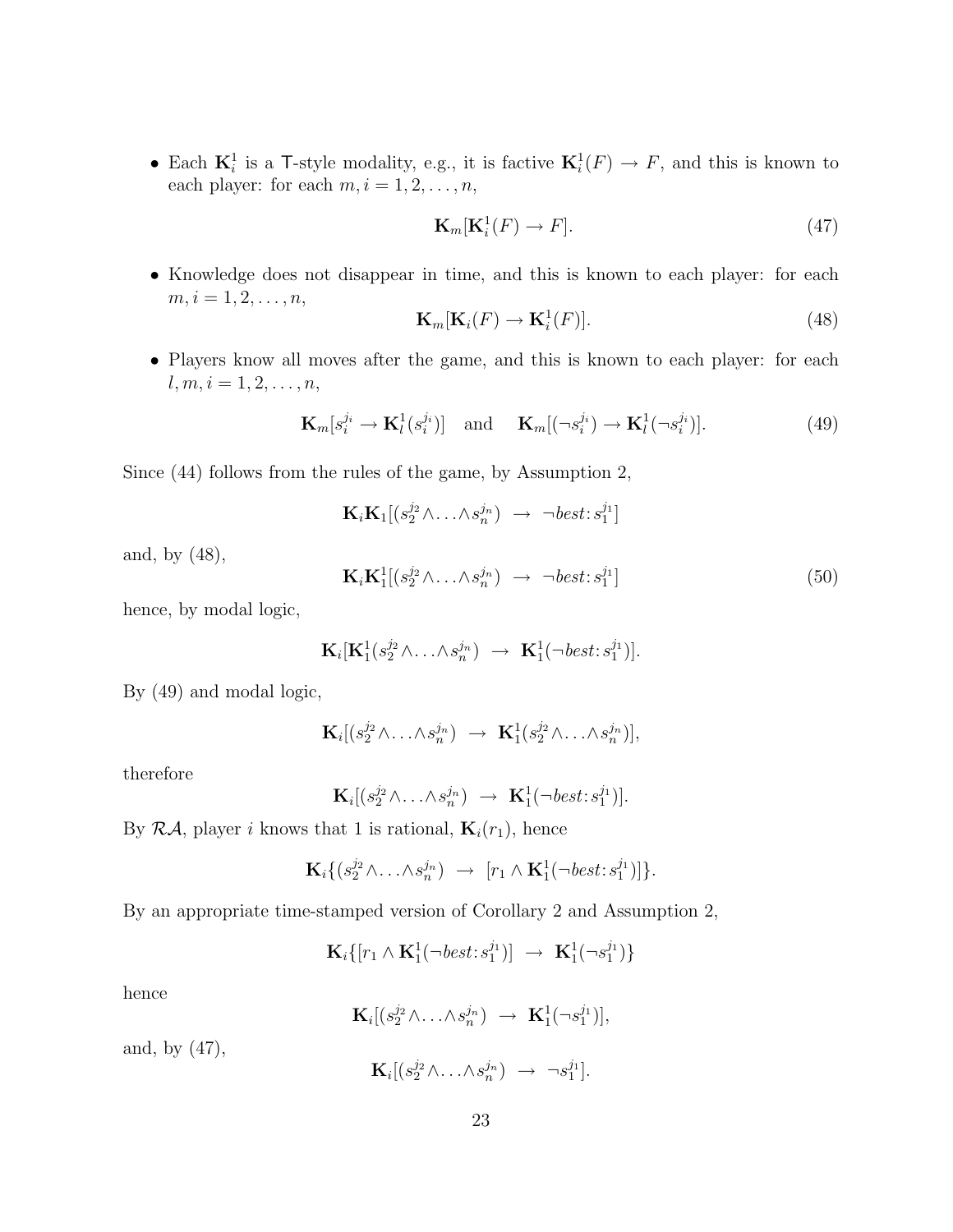- Each $\mathbf{K}_i^1$ is a $\mathsf{T}$-style modality, e.g., it is factive $\mathbf{K}_i^1(F) \rightarrow F$, and this is known to each player: for each $m, i = 1, 2, \ldots, n$,

$$\mathbf{K}_m[\mathbf{K}_i^1(F) \rightarrow F]. \tag{47}$$

- Knowledge does not disappear in time, and this is known to each player: for each $m, i = 1, 2, \ldots, n$,

$$\mathbf{K}_m[\mathbf{K}_i(F) \rightarrow \mathbf{K}_i^1(F)]. \tag{48}$$

- Players know all moves after the game, and this is known to each player: for each $l, m, i = 1, 2, \ldots, n$,

$$\mathbf{K}_m[s_i^{j_i} \rightarrow \mathbf{K}_l^1(s_i^{j_i})] \quad \text{and} \quad \mathbf{K}_m[(\neg s_i^{j_i}) \rightarrow \mathbf{K}_l^1(\neg s_i^{j_i})]. \tag{49}$$

Since (44) follows from the rules of the game, by Assumption 2,

$$\mathbf{K}_i\mathbf{K}_1[(s_2^{j_2}\wedge\ldots\wedge s_n^{j_n}) \;\rightarrow\; \neg best\!: s_1^{j_1}]$$

and, by (48),

$$\mathbf{K}_i\mathbf{K}_1^1[(s_2^{j_2}\wedge\ldots\wedge s_n^{j_n}) \;\rightarrow\; \neg best\!: s_1^{j_1}] \tag{50}$$

hence, by modal logic,

$$\mathbf{K}_i[\mathbf{K}_1^1(s_2^{j_2}\wedge\ldots\wedge s_n^{j_n}) \;\rightarrow\; \mathbf{K}_1^1(\neg best\!: s_1^{j_1})].$$

By (49) and modal logic,

$$\mathbf{K}_i[(s_2^{j_2}\wedge\ldots\wedge s_n^{j_n}) \;\rightarrow\; \mathbf{K}_1^1(s_2^{j_2}\wedge\ldots\wedge s_n^{j_n})],$$

therefore

$$\mathbf{K}_i[(s_2^{j_2}\wedge\ldots\wedge s_n^{j_n}) \;\rightarrow\; \mathbf{K}_1^1(\neg best\!: s_1^{j_1})].$$

By $\mathcal{RA}$, player $i$ knows that 1 is rational, $\mathbf{K}_i(r_1)$, hence

$$\mathbf{K}_i\{(s_2^{j_2}\wedge\ldots\wedge s_n^{j_n}) \;\rightarrow\; [r_1 \wedge \mathbf{K}_1^1(\neg best\!: s_1^{j_1})]\}.$$

By an appropriate time-stamped version of Corollary 2 and Assumption 2,

$$\mathbf{K}_i\{[r_1 \wedge \mathbf{K}_1^1(\neg best\!: s_1^{j_1})] \;\rightarrow\; \mathbf{K}_1^1(\neg s_1^{j_1})\}$$

hence

$$\mathbf{K}_i[(s_2^{j_2}\wedge\ldots\wedge s_n^{j_n}) \;\rightarrow\; \mathbf{K}_1^1(\neg s_1^{j_1})],$$

and, by (47),

$$\mathbf{K}_i[(s_2^{j_2}\wedge\ldots\wedge s_n^{j_n}) \;\rightarrow\; \neg s_1^{j_1}].$$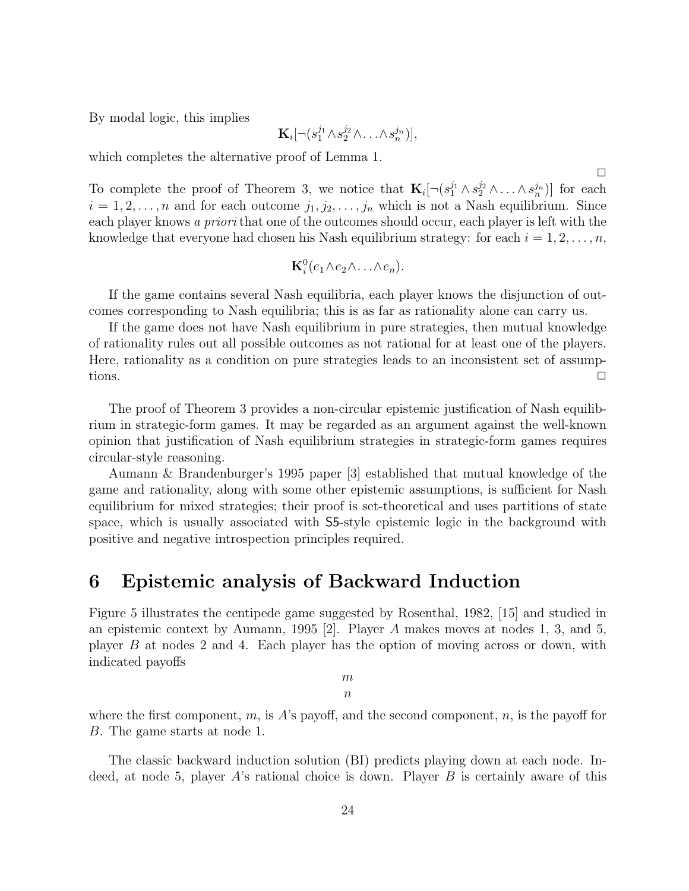By modal logic, this implies

$$\mathbf{K}_i[\neg(s_1^{j_1} \wedge s_2^{j_2} \wedge \ldots \wedge s_n^{j_n})],$$

which completes the alternative proof of Lemma 1.

□

To complete the proof of Theorem 3, we notice that $\mathbf{K}_i[\neg(s_1^{j_1} \wedge s_2^{j_2} \wedge \ldots \wedge s_n^{j_n})]$ for each $i = 1, 2, \ldots, n$ and for each outcome $j_1, j_2, \ldots, j_n$ which is not a Nash equilibrium. Since each player knows *a priori* that one of the outcomes should occur, each player is left with the knowledge that everyone had chosen his Nash equilibrium strategy: for each $i = 1, 2, \ldots, n$,

$$\mathbf{K}_i^0(e_1 \wedge e_2 \wedge \ldots \wedge e_n).$$

If the game contains several Nash equilibria, each player knows the disjunction of outcomes corresponding to Nash equilibria; this is as far as rationality alone can carry us.

If the game does not have Nash equilibrium in pure strategies, then mutual knowledge of rationality rules out all possible outcomes as not rational for at least one of the players. Here, rationality as a condition on pure strategies leads to an inconsistent set of assumptions. □

The proof of Theorem 3 provides a non-circular epistemic justification of Nash equilibrium in strategic-form games. It may be regarded as an argument against the well-known opinion that justification of Nash equilibrium strategies in strategic-form games requires circular-style reasoning.

Aumann & Brandenburger's 1995 paper [3] established that mutual knowledge of the game and rationality, along with some other epistemic assumptions, is sufficient for Nash equilibrium for mixed strategies; their proof is set-theoretical and uses partitions of state space, which is usually associated with S5-style epistemic logic in the background with positive and negative introspection principles required.

# 6 Epistemic analysis of Backward Induction

Figure 5 illustrates the centipede game suggested by Rosenthal, 1982, [15] and studied in an epistemic context by Aumann, 1995 [2]. Player $A$ makes moves at nodes 1, 3, and 5, player $B$ at nodes 2 and 4. Each player has the option of moving across or down, with indicated payoffs

$$\begin{matrix} m \\ n \end{matrix}$$

where the first component, $m$, is $A$'s payoff, and the second component, $n$, is the payoff for $B$. The game starts at node 1.

The classic backward induction solution (BI) predicts playing down at each node. Indeed, at node 5, player $A$'s rational choice is down. Player $B$ is certainly aware of this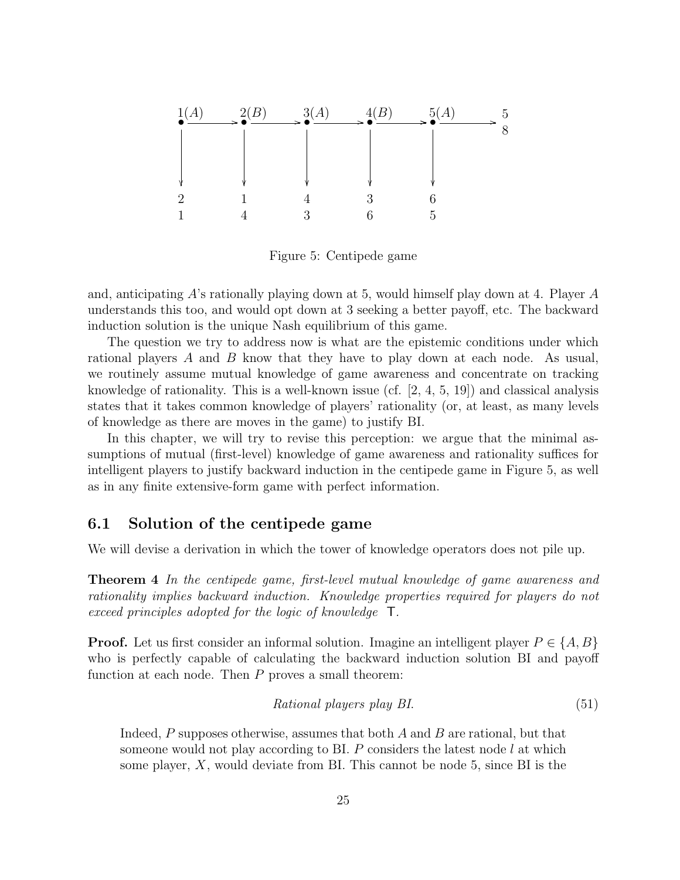Figure 5: Centipede game

and, anticipating $A$'s rationally playing down at 5, would himself play down at 4. Player $A$ understands this too, and would opt down at 3 seeking a better payoff, etc. The backward induction solution is the unique Nash equilibrium of this game.

The question we try to address now is what are the epistemic conditions under which rational players $A$ and $B$ know that they have to play down at each node. As usual, we routinely assume mutual knowledge of game awareness and concentrate on tracking knowledge of rationality. This is a well-known issue (cf. [2, 4, 5, 19]) and classical analysis states that it takes common knowledge of players' rationality (or, at least, as many levels of knowledge as there are moves in the game) to justify BI.

In this chapter, we will try to revise this perception: we argue that the minimal assumptions of mutual (first-level) knowledge of game awareness and rationality suffices for intelligent players to justify backward induction in the centipede game in Figure 5, as well as in any finite extensive-form game with perfect information.

## 6.1 Solution of the centipede game

We will devise a derivation in which the tower of knowledge operators does not pile up.

**Theorem 4** *In the centipede game, first-level mutual knowledge of game awareness and rationality implies backward induction. Knowledge properties required for players do not exceed principles adopted for the logic of knowledge* $\mathsf{T}$.

**Proof.** Let us first consider an informal solution. Imagine an intelligent player $P \in \{A, B\}$ who is perfectly capable of calculating the backward induction solution BI and payoff function at each node. Then $P$ proves a small theorem:

$$\textit{Rational players play BI.} \tag{51}$$

> Indeed, $P$ supposes otherwise, assumes that both $A$ and $B$ are rational, but that someone would not play according to BI. $P$ considers the latest node $l$ at which some player, $X$, would deviate from BI. This cannot be node 5, since BI is the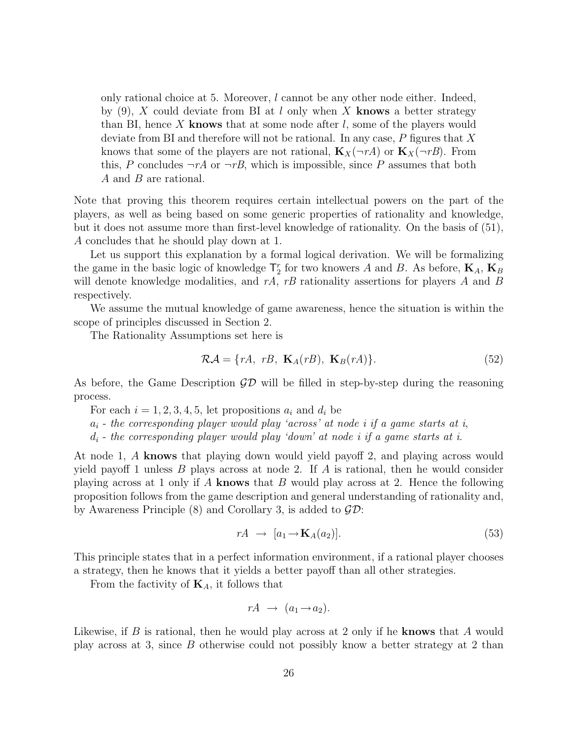only rational choice at 5. Moreover, $l$ cannot be any other node either. Indeed, by (9), $X$ could deviate from BI at $l$ only when $X$ **knows** a better strategy than BI, hence $X$ **knows** that at some node after $l$, some of the players would deviate from BI and therefore will not be rational. In any case, $P$ figures that $X$ knows that some of the players are not rational, $\mathbf{K}_X(\neg rA)$ or $\mathbf{K}_X(\neg rB)$. From this, $P$ concludes $\neg rA$ or $\neg rB$, which is impossible, since $P$ assumes that both $A$ and $B$ are rational.

Note that proving this theorem requires certain intellectual powers on the part of the players, as well as being based on some generic properties of rationality and knowledge, but it does not assume more than first-level knowledge of rationality. On the basis of (51), $A$ concludes that he should play down at 1.

Let us support this explanation by a formal logical derivation. We will be formalizing the game in the basic logic of knowledge $\mathsf{T}_2^r$ for two knowers $A$ and $B$. As before, $\mathbf{K}_A$, $\mathbf{K}_B$ will denote knowledge modalities, and $rA$, $rB$ rationality assertions for players $A$ and $B$ respectively.

We assume the mutual knowledge of game awareness, hence the situation is within the scope of principles discussed in Section 2.

The Rationality Assumptions set here is

$$\mathcal{RA} = \{rA,\ rB,\ \mathbf{K}_A(rB),\ \mathbf{K}_B(rA)\}. \tag{52}$$

As before, the Game Description $\mathcal{GD}$ will be filled in step-by-step during the reasoning process.

For each $i = 1, 2, 3, 4, 5$, let propositions $a_i$ and $d_i$ be

$a_i$ - *the corresponding player would play 'across' at node $i$ if a game starts at $i$,*

$d_i$ - *the corresponding player would play 'down' at node $i$ if a game starts at $i$.*

At node 1, $A$ **knows** that playing down would yield payoff 2, and playing across would yield payoff 1 unless $B$ plays across at node 2. If $A$ is rational, then he would consider playing across at 1 only if $A$ **knows** that $B$ would play across at 2. Hence the following proposition follows from the game description and general understanding of rationality and, by Awareness Principle (8) and Corollary 3, is added to $\mathcal{GD}$:

$$rA \ \rightarrow\ [a_1 \rightarrow \mathbf{K}_A(a_2)]. \tag{53}$$

This principle states that in a perfect information environment, if a rational player chooses a strategy, then he knows that it yields a better payoff than all other strategies.

From the factivity of $\mathbf{K}_A$, it follows that

$$rA \ \rightarrow\ (a_1 \rightarrow a_2).$$

Likewise, if $B$ is rational, then he would play across at 2 only if he **knows** that $A$ would play across at 3, since $B$ otherwise could not possibly know a better strategy at 2 than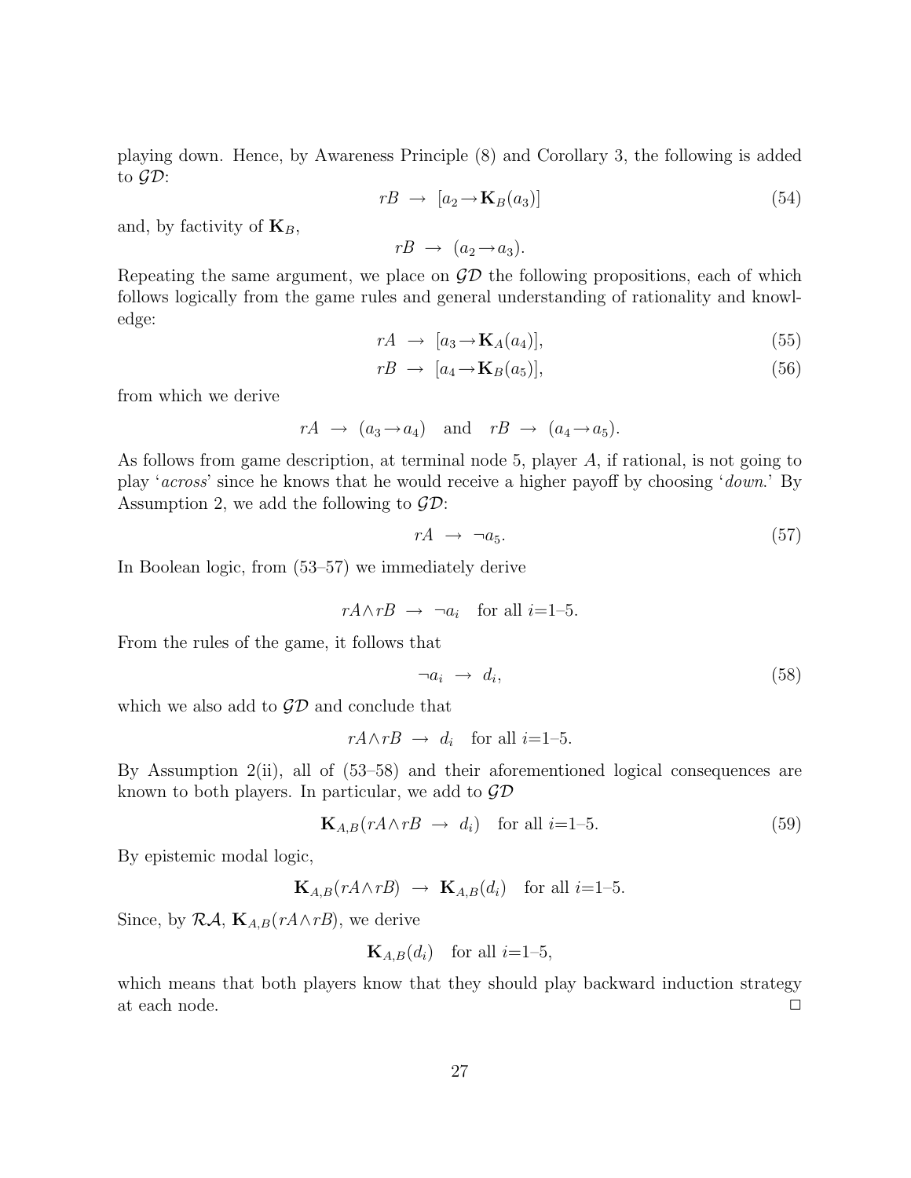playing down. Hence, by Awareness Principle (8) and Corollary 3, the following is added to $\mathcal{GD}$:

$$rB \;\rightarrow\; [a_2 \rightarrow \mathbf{K}_B(a_3)] \tag{54}$$

and, by factivity of $\mathbf{K}_B$,

$$rB \;\rightarrow\; (a_2 \rightarrow a_3).$$

Repeating the same argument, we place on $\mathcal{GD}$ the following propositions, each of which follows logically from the game rules and general understanding of rationality and knowledge:

$$rA \;\rightarrow\; [a_3 \rightarrow \mathbf{K}_A(a_4)], \tag{55}$$

$$rB \;\rightarrow\; [a_4 \rightarrow \mathbf{K}_B(a_5)], \tag{56}$$

from which we derive

$$rA \;\rightarrow\; (a_3 \rightarrow a_4) \quad \text{and} \quad rB \;\rightarrow\; (a_4 \rightarrow a_5).$$

As follows from game description, at terminal node 5, player $A$, if rational, is not going to play '*across*' since he knows that he would receive a higher payoff by choosing '*down*.' By Assumption 2, we add the following to $\mathcal{GD}$:

$$rA \;\rightarrow\; \neg a_5. \tag{57}$$

In Boolean logic, from (53–57) we immediately derive

$$rA \wedge rB \;\rightarrow\; \neg a_i \quad \text{for all } i\text{=1–5}.$$

From the rules of the game, it follows that

$$\neg a_i \;\rightarrow\; d_i, \tag{58}$$

which we also add to $\mathcal{GD}$ and conclude that

$$rA \wedge rB \;\rightarrow\; d_i \quad \text{for all } i\text{=1–5}.$$

By Assumption 2(ii), all of (53–58) and their aforementioned logical consequences are known to both players. In particular, we add to $\mathcal{GD}$

$$\mathbf{K}_{A,B}(rA \wedge rB \;\rightarrow\; d_i) \quad \text{for all } i\text{=1–5}. \tag{59}$$

By epistemic modal logic,

$$\mathbf{K}_{A,B}(rA \wedge rB) \;\rightarrow\; \mathbf{K}_{A,B}(d_i) \quad \text{for all } i\text{=1–5}.$$

Since, by $\mathcal{RA}$, $\mathbf{K}_{A,B}(rA \wedge rB)$, we derive

$$\mathbf{K}_{A,B}(d_i) \quad \text{for all } i\text{=1–5},$$

which means that both players know that they should play backward induction strategy at each node. □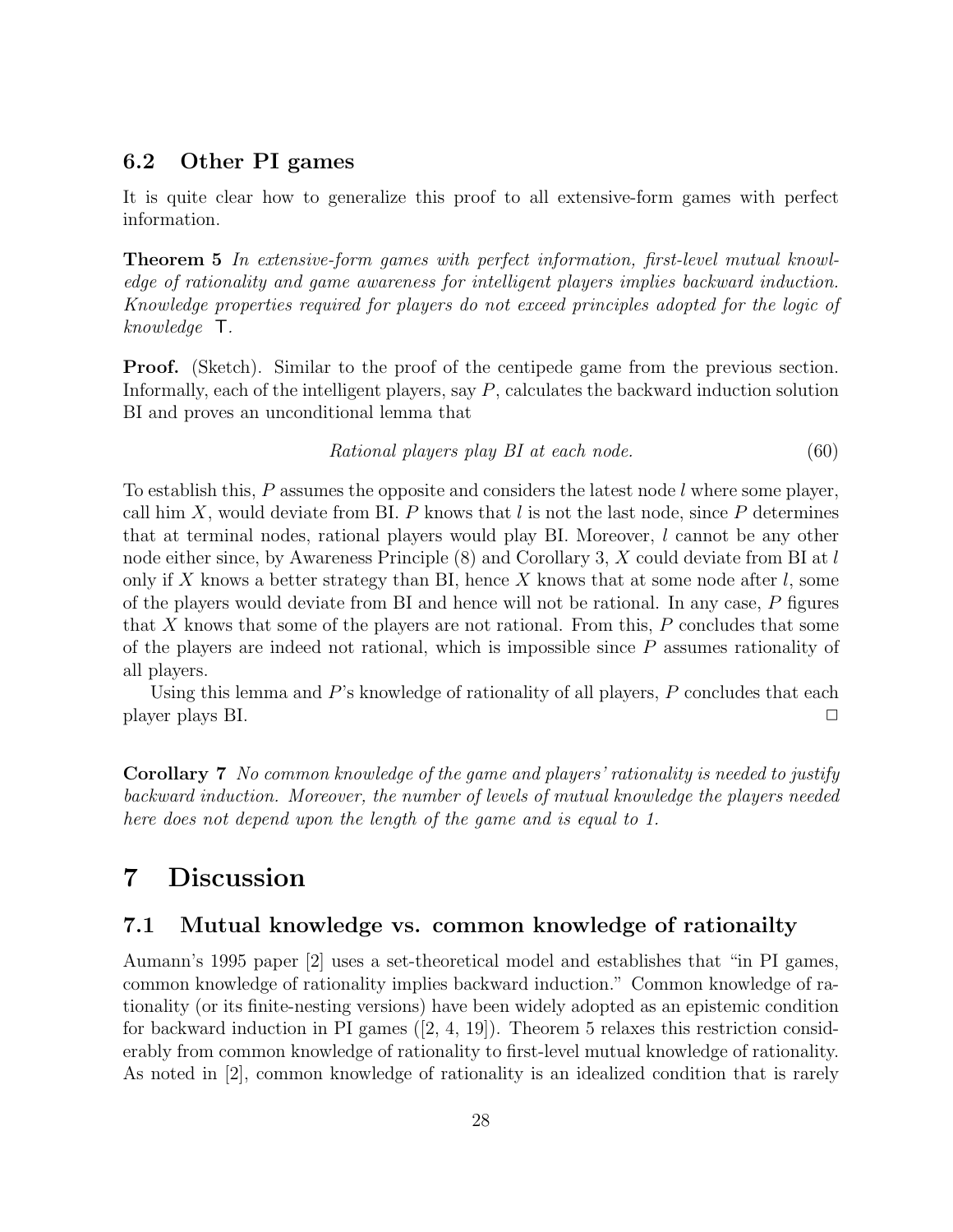### 6.2 Other PI games

It is quite clear how to generalize this proof to all extensive-form games with perfect information.

**Theorem 5** *In extensive-form games with perfect information, first-level mutual knowledge of rationality and game awareness for intelligent players implies backward induction. Knowledge properties required for players do not exceed principles adopted for the logic of knowledge* $\mathsf{T}$.

**Proof.** (Sketch). Similar to the proof of the centipede game from the previous section. Informally, each of the intelligent players, say $P$, calculates the backward induction solution BI and proves an unconditional lemma that

$$\textit{Rational players play BI at each node.} \tag{60}$$

To establish this, $P$ assumes the opposite and considers the latest node $l$ where some player, call him $X$, would deviate from BI. $P$ knows that $l$ is not the last node, since $P$ determines that at terminal nodes, rational players would play BI. Moreover, $l$ cannot be any other node either since, by Awareness Principle (8) and Corollary 3, $X$ could deviate from BI at $l$ only if $X$ knows a better strategy than BI, hence $X$ knows that at some node after $l$, some of the players would deviate from BI and hence will not be rational. In any case, $P$ figures that $X$ knows that some of the players are not rational. From this, $P$ concludes that some of the players are indeed not rational, which is impossible since $P$ assumes rationality of all players.

Using this lemma and $P$'s knowledge of rationality of all players, $P$ concludes that each player plays BI. □

**Corollary 7** *No common knowledge of the game and players' rationality is needed to justify backward induction. Moreover, the number of levels of mutual knowledge the players needed here does not depend upon the length of the game and is equal to 1.*

# 7 Discussion

### 7.1 Mutual knowledge vs. common knowledge of rationailty

Aumann's 1995 paper [2] uses a set-theoretical model and establishes that "in PI games, common knowledge of rationality implies backward induction." Common knowledge of rationality (or its finite-nesting versions) have been widely adopted as an epistemic condition for backward induction in PI games ([2, 4, 19]). Theorem 5 relaxes this restriction considerably from common knowledge of rationality to first-level mutual knowledge of rationality. As noted in [2], common knowledge of rationality is an idealized condition that is rarely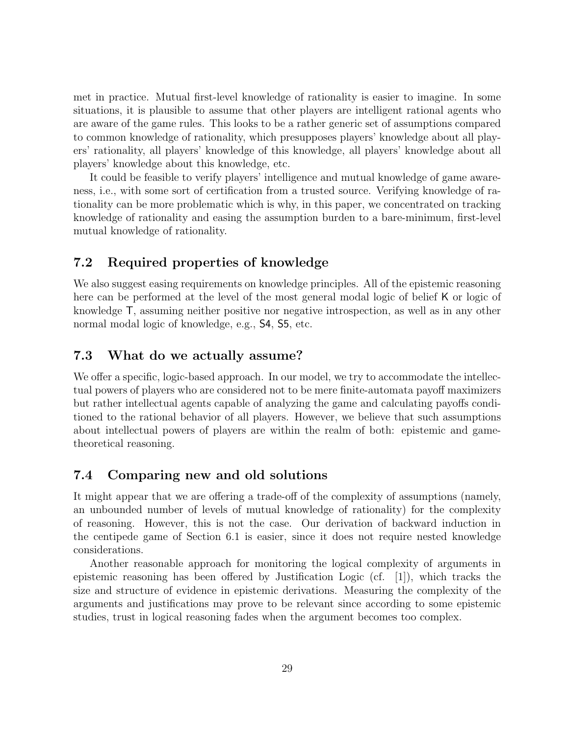met in practice. Mutual first-level knowledge of rationality is easier to imagine. In some situations, it is plausible to assume that other players are intelligent rational agents who are aware of the game rules. This looks to be a rather generic set of assumptions compared to common knowledge of rationality, which presupposes players' knowledge about all players' rationality, all players' knowledge of this knowledge, all players' knowledge about all players' knowledge about this knowledge, etc.

It could be feasible to verify players' intelligence and mutual knowledge of game awareness, i.e., with some sort of certification from a trusted source. Verifying knowledge of rationality can be more problematic which is why, in this paper, we concentrated on tracking knowledge of rationality and easing the assumption burden to a bare-minimum, first-level mutual knowledge of rationality.

## 7.2 Required properties of knowledge

We also suggest easing requirements on knowledge principles. All of the epistemic reasoning here can be performed at the level of the most general modal logic of belief K or logic of knowledge T, assuming neither positive nor negative introspection, as well as in any other normal modal logic of knowledge, e.g., S4, S5, etc.

## 7.3 What do we actually assume?

We offer a specific, logic-based approach. In our model, we try to accommodate the intellectual powers of players who are considered not to be mere finite-automata payoff maximizers but rather intellectual agents capable of analyzing the game and calculating payoffs conditioned to the rational behavior of all players. However, we believe that such assumptions about intellectual powers of players are within the realm of both: epistemic and game-theoretical reasoning.

## 7.4 Comparing new and old solutions

It might appear that we are offering a trade-off of the complexity of assumptions (namely, an unbounded number of levels of mutual knowledge of rationality) for the complexity of reasoning. However, this is not the case. Our derivation of backward induction in the centipede game of Section 6.1 is easier, since it does not require nested knowledge considerations.

Another reasonable approach for monitoring the logical complexity of arguments in epistemic reasoning has been offered by Justification Logic (cf. [1]), which tracks the size and structure of evidence in epistemic derivations. Measuring the complexity of the arguments and justifications may prove to be relevant since according to some epistemic studies, trust in logical reasoning fades when the argument becomes too complex.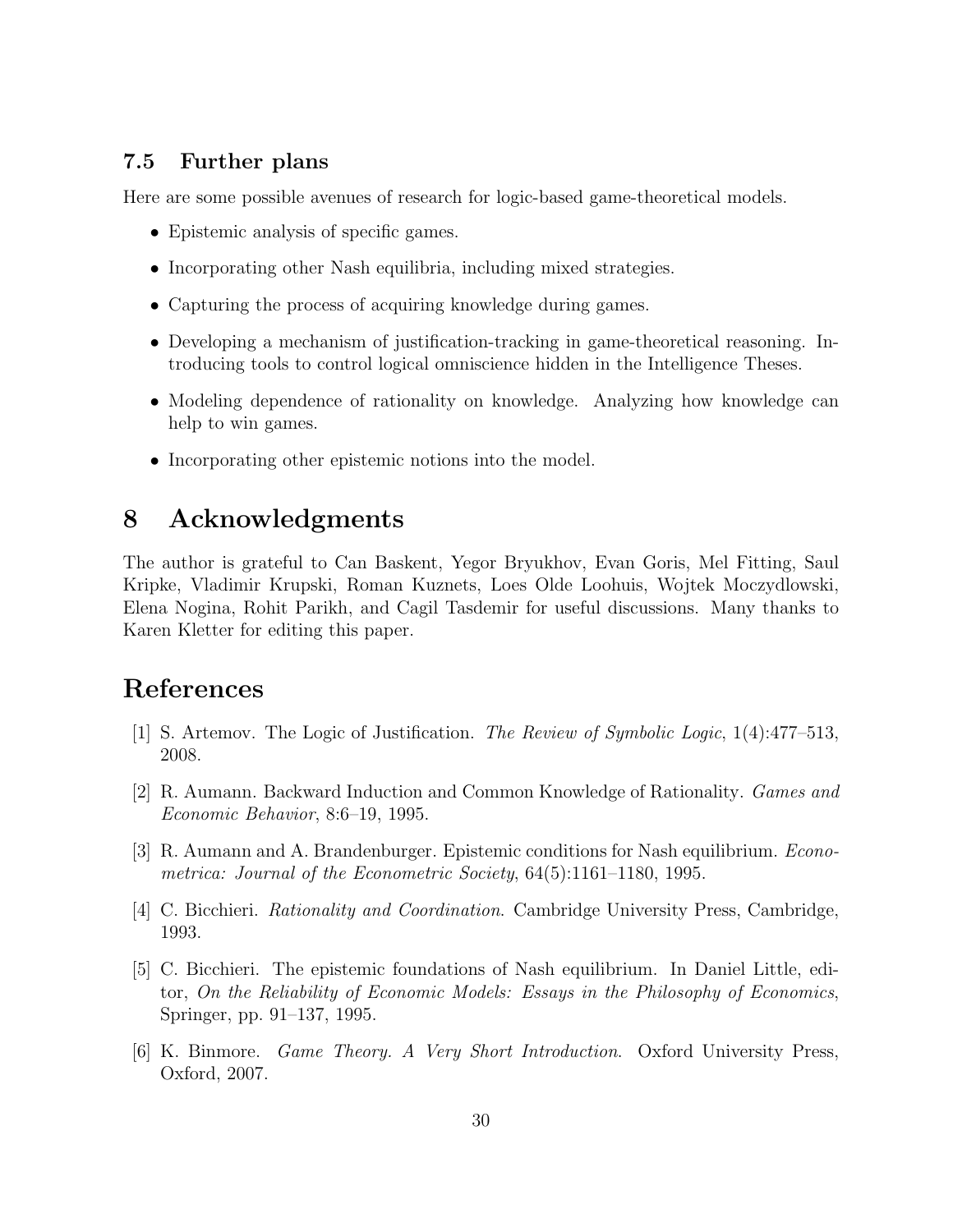### 7.5 Further plans

Here are some possible avenues of research for logic-based game-theoretical models.

- Epistemic analysis of specific games.
- Incorporating other Nash equilibria, including mixed strategies.
- Capturing the process of acquiring knowledge during games.
- Developing a mechanism of justification-tracking in game-theoretical reasoning. Introducing tools to control logical omniscience hidden in the Intelligence Theses.
- Modeling dependence of rationality on knowledge. Analyzing how knowledge can help to win games.
- Incorporating other epistemic notions into the model.

## 8 Acknowledgments

The author is grateful to Can Baskent, Yegor Bryukhov, Evan Goris, Mel Fitting, Saul Kripke, Vladimir Krupski, Roman Kuznets, Loes Olde Loohuis, Wojtek Moczydlowski, Elena Nogina, Rohit Parikh, and Cagil Tasdemir for useful discussions. Many thanks to Karen Kletter for editing this paper.

## References

[1] S. Artemov. The Logic of Justification. *The Review of Symbolic Logic*, 1(4):477–513, 2008.

[2] R. Aumann. Backward Induction and Common Knowledge of Rationality. *Games and Economic Behavior*, 8:6–19, 1995.

[3] R. Aumann and A. Brandenburger. Epistemic conditions for Nash equilibrium. *Econometrica: Journal of the Econometric Society*, 64(5):1161–1180, 1995.

[4] C. Bicchieri. *Rationality and Coordination*. Cambridge University Press, Cambridge, 1993.

[5] C. Bicchieri. The epistemic foundations of Nash equilibrium. In Daniel Little, editor, *On the Reliability of Economic Models: Essays in the Philosophy of Economics*, Springer, pp. 91–137, 1995.

[6] K. Binmore. *Game Theory. A Very Short Introduction*. Oxford University Press, Oxford, 2007.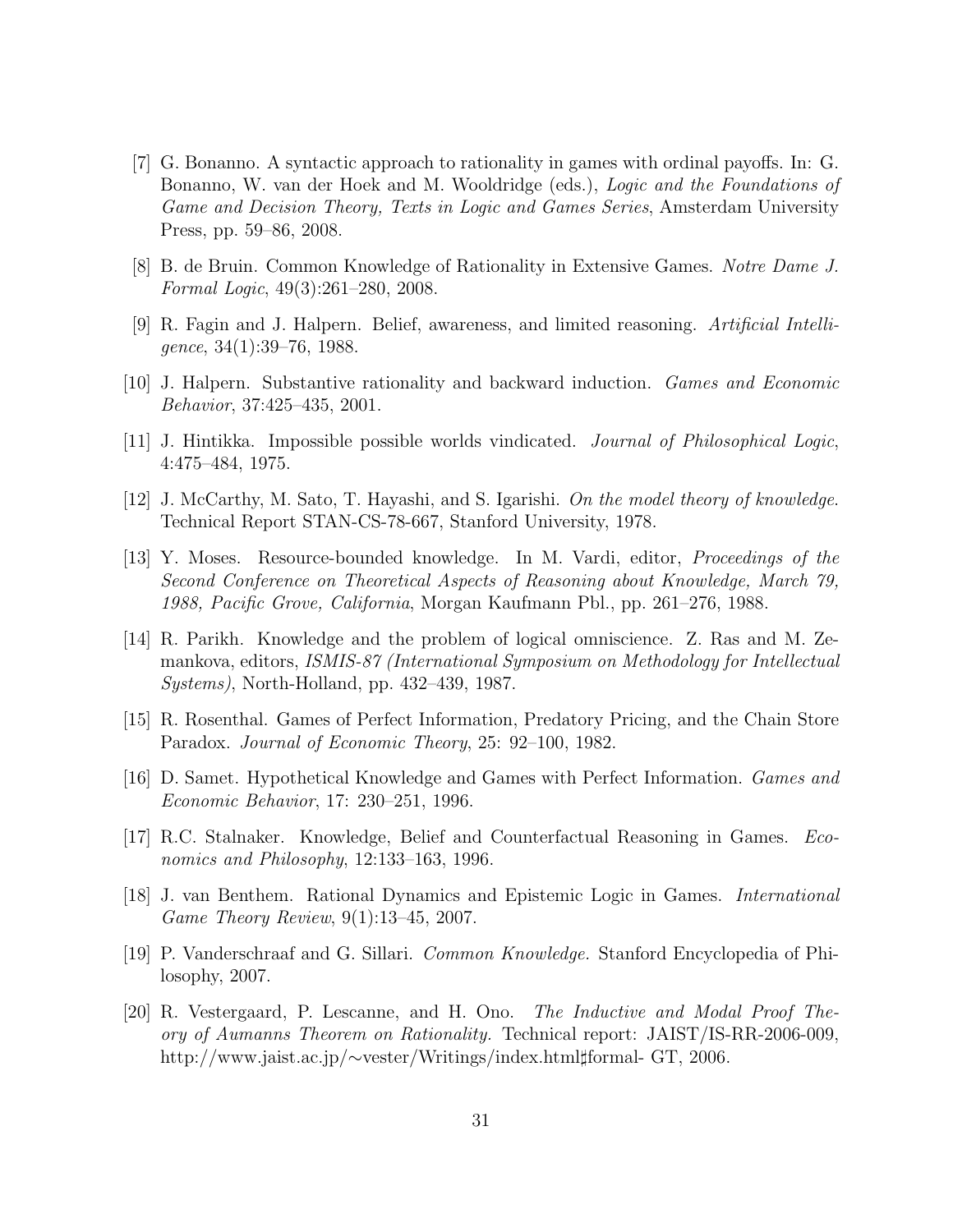[7] G. Bonanno. A syntactic approach to rationality in games with ordinal payoffs. In: G. Bonanno, W. van der Hoek and M. Wooldridge (eds.), *Logic and the Foundations of Game and Decision Theory, Texts in Logic and Games Series*, Amsterdam University Press, pp. 59–86, 2008.

[8] B. de Bruin. Common Knowledge of Rationality in Extensive Games. *Notre Dame J. Formal Logic*, 49(3):261–280, 2008.

[9] R. Fagin and J. Halpern. Belief, awareness, and limited reasoning. *Artificial Intelligence*, 34(1):39–76, 1988.

[10] J. Halpern. Substantive rationality and backward induction. *Games and Economic Behavior*, 37:425–435, 2001.

[11] J. Hintikka. Impossible possible worlds vindicated. *Journal of Philosophical Logic*, 4:475–484, 1975.

[12] J. McCarthy, M. Sato, T. Hayashi, and S. Igarishi. *On the model theory of knowledge.* Technical Report STAN-CS-78-667, Stanford University, 1978.

[13] Y. Moses. Resource-bounded knowledge. In M. Vardi, editor, *Proceedings of the Second Conference on Theoretical Aspects of Reasoning about Knowledge, March 79, 1988, Pacific Grove, California*, Morgan Kaufmann Pbl., pp. 261–276, 1988.

[14] R. Parikh. Knowledge and the problem of logical omniscience. Z. Ras and M. Zemankova, editors, *ISMIS-87 (International Symposium on Methodology for Intellectual Systems)*, North-Holland, pp. 432–439, 1987.

[15] R. Rosenthal. Games of Perfect Information, Predatory Pricing, and the Chain Store Paradox. *Journal of Economic Theory*, 25: 92–100, 1982.

[16] D. Samet. Hypothetical Knowledge and Games with Perfect Information. *Games and Economic Behavior*, 17: 230–251, 1996.

[17] R.C. Stalnaker. Knowledge, Belief and Counterfactual Reasoning in Games. *Economics and Philosophy*, 12:133–163, 1996.

[18] J. van Benthem. Rational Dynamics and Epistemic Logic in Games. *International Game Theory Review*, 9(1):13–45, 2007.

[19] P. Vanderschraaf and G. Sillari. *Common Knowledge.* Stanford Encyclopedia of Philosophy, 2007.

[20] R. Vestergaard, P. Lescanne, and H. Ono. *The Inductive and Modal Proof Theory of Aumanns Theorem on Rationality.* Technical report: JAIST/IS-RR-2006-009, http://www.jaist.ac.jp/∼vester/Writings/index.html♯formal- GT, 2006.